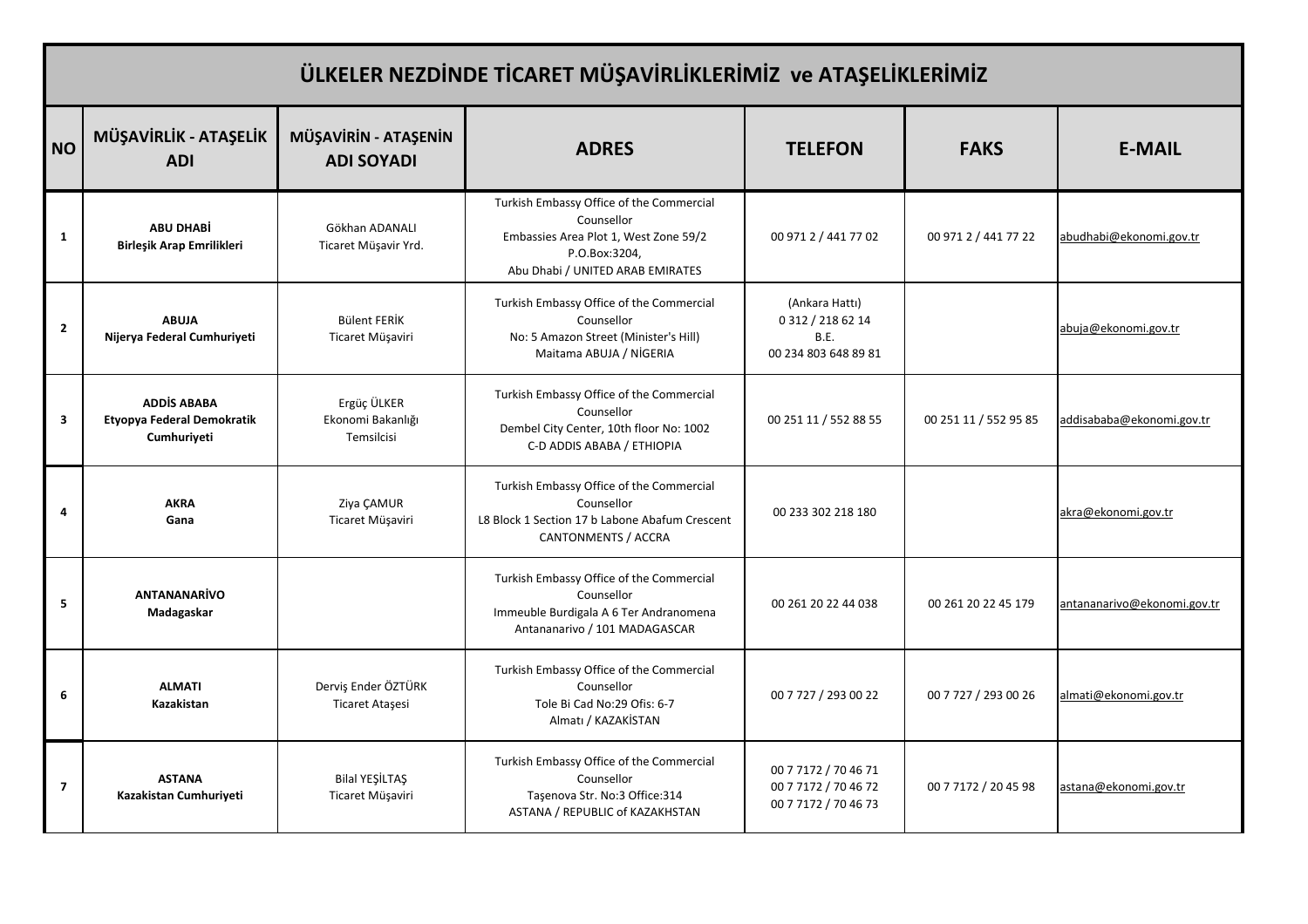# ÜLKELER NEZDİNDE TİCARET MÜŞAVİRLİKLERİMİZ ve ATAŞELİKLERİMİZ

| NO | MÜŞAVİRLİK - ATAŞELİK ADI | MÜŞAVİRİN - ATAŞENİN ADI SOYADI | ADRES | TELEFON | FAKS | E-MAIL |
|---|---|---|---|---|---|---|
| 1 | **ABU DHABİ**<br>**Birleşik Arap Emrilikleri** | Gökhan ADANALI<br>Ticaret Müşavir Yrd. | Turkish Embassy Office of the Commercial Counsellor<br>Embassies Area Plot 1, West Zone 59/2<br>P.O.Box:3204,<br>Abu Dhabi / UNITED ARAB EMIRATES | 00 971 2 / 441 77 02 | 00 971 2 / 441 77 22 | abudhabi@ekonomi.gov.tr |
| 2 | **ABUJA**<br>**Nijerya Federal Cumhuriyeti** | Bülent FERİK<br>Ticaret Müşaviri | Turkish Embassy Office of the Commercial Counsellor<br>No: 5 Amazon Street (Minister's Hill)<br>Maitama ABUJA / NİGERIA | (Ankara Hattı)<br>0 312 / 218 62 14<br>B.E.<br>00 234 803 648 89 81 | | abuja@ekonomi.gov.tr |
| 3 | **ADDİS ABABA**<br>**Etyopya Federal Demokratik Cumhuriyeti** | Ergüç ÜLKER<br>Ekonomi Bakanlığı Temsilcisi | Turkish Embassy Office of the Commercial Counsellor<br>Dembel City Center, 10th floor No: 1002<br>C-D ADDIS ABABA / ETHIOPIA | 00 251 11 / 552 88 55 | 00 251 11 / 552 95 85 | addisababa@ekonomi.gov.tr |
| 4 | **AKRA**<br>**Gana** | Ziya ÇAMUR<br>Ticaret Müşaviri | Turkish Embassy Office of the Commercial Counsellor<br>L8 Block 1 Section 17 b Labone Abafum Crescent<br>CANTONMENTS / ACCRA | 00 233 302 218 180 | | akra@ekonomi.gov.tr |
| 5 | **ANTANANARİVO**<br>**Madagaskar** | | Turkish Embassy Office of the Commercial Counsellor<br>Immeuble Burdigala A 6 Ter Andranomena<br>Antananarivo / 101 MADAGASCAR | 00 261 20 22 44 038 | 00 261 20 22 45 179 | antananarivo@ekonomi.gov.tr |
| 6 | **ALMATI**<br>**Kazakistan** | Derviş Ender ÖZTÜRK<br>Ticaret Ataşesi | Turkish Embassy Office of the Commercial Counsellor<br>Tole Bi Cad No:29 Ofis: 6-7<br>Almatı / KAZAKİSTAN | 00 7 727 / 293 00 22 | 00 7 727 / 293 00 26 | almati@ekonomi.gov.tr |
| 7 | **ASTANA**<br>**Kazakistan Cumhuriyeti** | Bilal YEŞİLTAŞ<br>Ticaret Müşaviri | Turkish Embassy Office of the Commercial Counsellor<br>Taşenova Str. No:3 Office:314<br>ASTANA / REPUBLIC of KAZAKHSTAN | 00 7 7172 / 70 46 71<br>00 7 7172 / 70 46 72<br>00 7 7172 / 70 46 73 | 00 7 7172 / 20 45 98 | astana@ekonomi.gov.tr |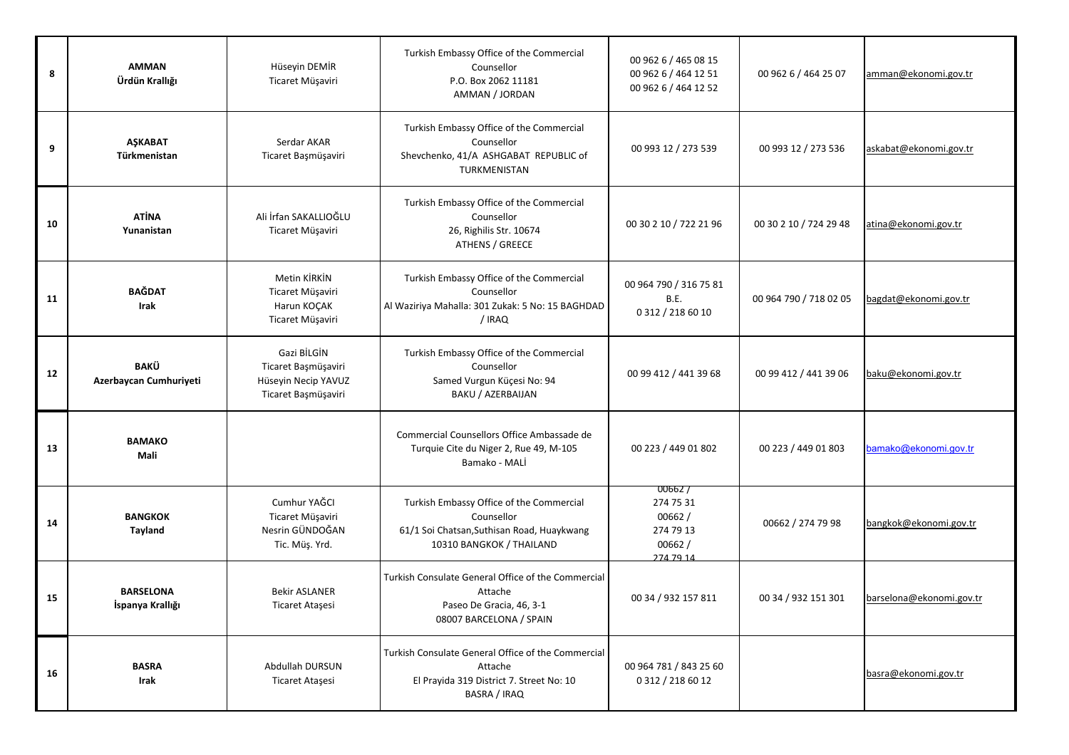| | | | | | | |
|---|---|---|---|---|---|---|
| 8 | **AMMAN**<br>**Ürdün Krallığı** | Hüseyin DEMİR<br>Ticaret Müşaviri | Turkish Embassy Office of the Commercial Counsellor<br>P.O. Box 2062 11181<br>AMMAN / JORDAN | 00 962 6 / 465 08 15<br>00 962 6 / 464 12 51<br>00 962 6 / 464 12 52 | 00 962 6 / 464 25 07 | amman@ekonomi.gov.tr |
| 9 | **AŞKABAT**<br>**Türkmenistan** | Serdar AKAR<br>Ticaret Başmüşaviri | Turkish Embassy Office of the Commercial Counsellor<br>Shevchenko, 41/A ASHGABAT REPUBLIC of TURKMENISTAN | 00 993 12 / 273 539 | 00 993 12 / 273 536 | askabat@ekonomi.gov.tr |
| 10 | **ATİNA**<br>**Yunanistan** | Ali İrfan SAKALLIOĞLU<br>Ticaret Müşaviri | Turkish Embassy Office of the Commercial Counsellor<br>26, Righilis Str. 10674<br>ATHENS / GREECE | 00 30 2 10 / 722 21 96 | 00 30 2 10 / 724 29 48 | atina@ekonomi.gov.tr |
| 11 | **BAĞDAT**<br>**Irak** | Metin KİRKİN<br>Ticaret Müşaviri<br>Harun KOÇAK<br>Ticaret Müşaviri | Turkish Embassy Office of the Commercial Counsellor<br>Al Waziriya Mahalla: 301 Zukak: 5 No: 15 BAGHDAD / IRAQ | 00 964 790 / 316 75 81<br>B.E.<br>0 312 / 218 60 10 | 00 964 790 / 718 02 05 | bagdat@ekonomi.gov.tr |
| 12 | **BAKÜ**<br>**Azerbaycan Cumhuriyeti** | Gazi BİLGİN<br>Ticaret Başmüşaviri<br>Hüseyin Necip YAVUZ<br>Ticaret Başmüşaviri | Turkish Embassy Office of the Commercial Counsellor<br>Samed Vurgun Küçesi No: 94<br>BAKU / AZERBAIJAN | 00 99 412 / 441 39 68 | 00 99 412 / 441 39 06 | baku@ekonomi.gov.tr |
| 13 | **BAMAKO**<br>**Mali** | | Commercial Counsellors Office Ambassade de Turquie Cite du Niger 2, Rue 49, M-105<br>Bamako - MALİ | 00 223 / 449 01 802 | 00 223 / 449 01 803 | bamako@ekonomi.gov.tr |
| 14 | **BANGKOK**<br>**Tayland** | Cumhur YAĞCI<br>Ticaret Müşaviri<br>Nesrin GÜNDOĞAN<br>Tic. Müş. Yrd. | Turkish Embassy Office of the Commercial Counsellor<br>61/1 Soi Chatsan,Suthisan Road, Huaykwang<br>10310 BANGKOK / THAILAND | 00662 /<br>274 75 31<br>00662 /<br>274 79 13<br>00662 /<br>274 79 14 | 00662 / 274 79 98 | bangkok@ekonomi.gov.tr |
| 15 | **BARSELONA**<br>**İspanya Krallığı** | Bekir ASLANER<br>Ticaret Ataşesi | Turkish Consulate General Office of the Commercial Attache<br>Paseo De Gracia, 46, 3-1<br>08007 BARCELONA / SPAIN | 00 34 / 932 157 811 | 00 34 / 932 151 301 | barselona@ekonomi.gov.tr |
| 16 | **BASRA**<br>**Irak** | Abdullah DURSUN<br>Ticaret Ataşesi | Turkish Consulate General Office of the Commercial Attache<br>El Prayida 319 District 7. Street No: 10<br>BASRA / IRAQ | 00 964 781 / 843 25 60<br>0 312 / 218 60 12 | | basra@ekonomi.gov.tr |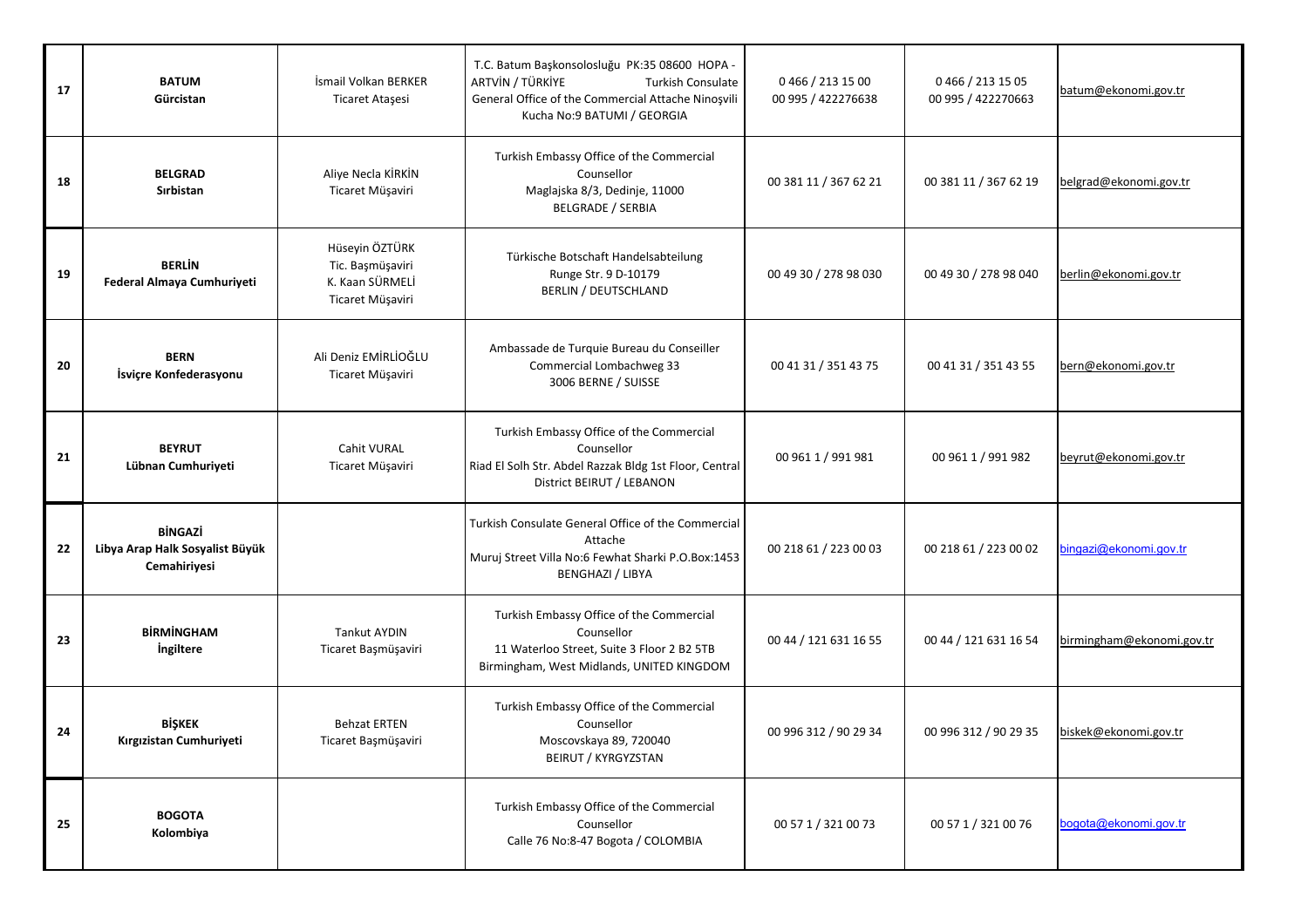| 17 | **BATUM** **Gürcistan** | İsmail Volkan BERKER Ticaret Ataşesi | T.C. Batum Başkonsolosluğu PK:35 08600 HOPA - ARTVİN / TÜRKİYE Turkish Consulate General Office of the Commercial Attache Ninoşvili Kucha No:9 BATUMI / GEORGIA | 0 466 / 213 15 00 00 995 / 422276638 | 0 466 / 213 15 05 00 995 / 422270663 | batum@ekonomi.gov.tr |
|---|---|---|---|---|---|---|
| 18 | **BELGRAD** **Sırbistan** | Aliye Necla KİRKİN Ticaret Müşaviri | Turkish Embassy Office of the Commercial Counsellor Maglajska 8/3, Dedinje, 11000 BELGRADE / SERBIA | 00 381 11 / 367 62 21 | 00 381 11 / 367 62 19 | belgrad@ekonomi.gov.tr |
| 19 | **BERLİN** **Federal Almaya Cumhuriyeti** | Hüseyin ÖZTÜRK Tic. Başmüşaviri K. Kaan SÜRMELİ Ticaret Müşaviri | Türkische Botschaft Handelsabteilung Runge Str. 9 D-10179 BERLIN / DEUTSCHLAND | 00 49 30 / 278 98 030 | 00 49 30 / 278 98 040 | berlin@ekonomi.gov.tr |
| 20 | **BERN** **İsviçre Konfederasyonu** | Ali Deniz EMİRLİOĞLU Ticaret Müşaviri | Ambassade de Turquie Bureau du Conseiller Commercial Lombachweg 33 3006 BERNE / SUISSE | 00 41 31 / 351 43 75 | 00 41 31 / 351 43 55 | bern@ekonomi.gov.tr |
| 21 | **BEYRUT** **Lübnan Cumhuriyeti** | Cahit VURAL Ticaret Müşaviri | Turkish Embassy Office of the Commercial Counsellor Riad El Solh Str. Abdel Razzak Bldg 1st Floor, Central District BEIRUT / LEBANON | 00 961 1 / 991 981 | 00 961 1 / 991 982 | beyrut@ekonomi.gov.tr |
| 22 | **BİNGAZİ** **Libya Arap Halk Sosyalist Büyük Cemahiriyesi** | | Turkish Consulate General Office of the Commercial Attache Muruj Street Villa No:6 Fewhat Sharki P.O.Box:1453 BENGHAZI / LIBYA | 00 218 61 / 223 00 03 | 00 218 61 / 223 00 02 | bingazi@ekonomi.gov.tr |
| 23 | **BİRMİNGHAM** **İngiltere** | Tankut AYDIN Ticaret Başmüşaviri | Turkish Embassy Office of the Commercial Counsellor 11 Waterloo Street, Suite 3 Floor 2 B2 5TB Birmingham, West Midlands, UNITED KINGDOM | 00 44 / 121 631 16 55 | 00 44 / 121 631 16 54 | birmingham@ekonomi.gov.tr |
| 24 | **BİŞKEK** **Kırgızistan Cumhuriyeti** | Behzat ERTEN Ticaret Başmüşaviri | Turkish Embassy Office of the Commercial Counsellor Moscovskaya 89, 720040 BEIRUT / KYRGYZSTAN | 00 996 312 / 90 29 34 | 00 996 312 / 90 29 35 | biskek@ekonomi.gov.tr |
| 25 | **BOGOTA** **Kolombiya** | | Turkish Embassy Office of the Commercial Counsellor Calle 76 No:8-47 Bogota / COLOMBIA | 00 57 1 / 321 00 73 | 00 57 1 / 321 00 76 | bogota@ekonomi.gov.tr |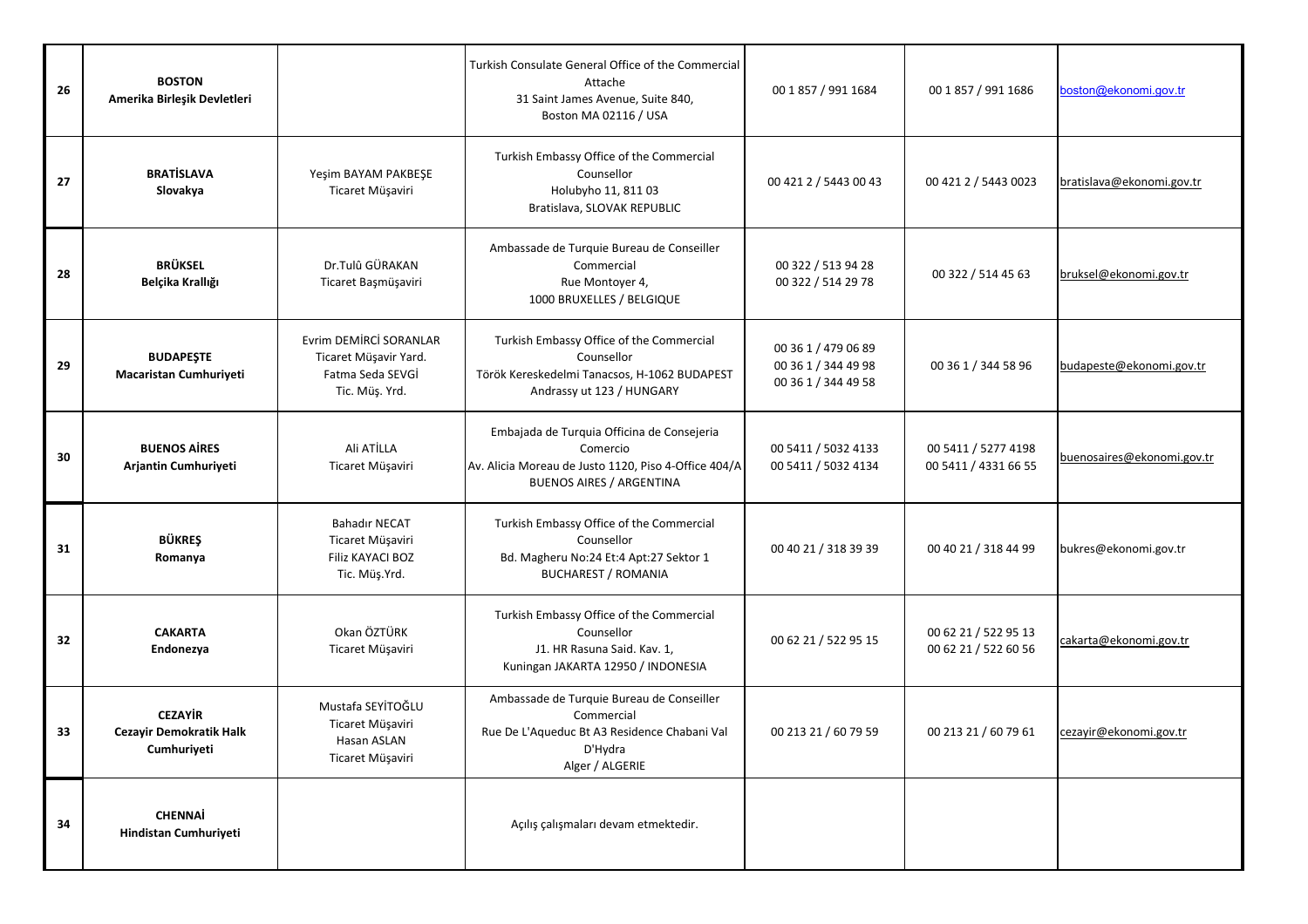| 26 | **BOSTON** **Amerika Birleşik Devletleri** | | Turkish Consulate General Office of the Commercial Attache 31 Saint James Avenue, Suite 840, Boston MA 02116 / USA | 00 1 857 / 991 1684 | 00 1 857 / 991 1686 | boston@ekonomi.gov.tr |
|---|---|---|---|---|---|---|
| 27 | **BRATİSLAVA** **Slovakya** | Yeşim BAYAM PAKBEŞE Ticaret Müşaviri | Turkish Embassy Office of the Commercial Counsellor Holubyho 11, 811 03 Bratislava, SLOVAK REPUBLIC | 00 421 2 / 5443 00 43 | 00 421 2 / 5443 0023 | bratislava@ekonomi.gov.tr |
| 28 | **BRÜKSEL** **Belçika Krallığı** | Dr.Tulû GÜRAKAN Ticaret Başmüşaviri | Ambassade de Turquie Bureau de Conseiller Commercial Rue Montoyer 4, 1000 BRUXELLES / BELGIQUE | 00 322 / 513 94 28 00 322 / 514 29 78 | 00 322 / 514 45 63 | bruksel@ekonomi.gov.tr |
| 29 | **BUDAPEŞTE** **Macaristan Cumhuriyeti** | Evrim DEMİRCİ SORANLAR Ticaret Müşavir Yard. Fatma Seda SEVGİ Tic. Müş. Yrd. | Turkish Embassy Office of the Commercial Counsellor Török Kereskedelmi Tanacsos, H-1062 BUDAPEST Andrassy ut 123 / HUNGARY | 00 36 1 / 479 06 89 00 36 1 / 344 49 98 00 36 1 / 344 49 58 | 00 36 1 / 344 58 96 | budapeste@ekonomi.gov.tr |
| 30 | **BUENOS AİRES** **Arjantin Cumhuriyeti** | Ali ATİLLA Ticaret Müşaviri | Embajada de Turquia Officina de Consejeria Comercio Av. Alicia Moreau de Justo 1120, Piso 4-Office 404/A BUENOS AIRES / ARGENTINA | 00 5411 / 5032 4133 00 5411 / 5032 4134 | 00 5411 / 5277 4198 00 5411 / 4331 66 55 | buenosaires@ekonomi.gov.tr |
| 31 | **BÜKREŞ** **Romanya** | Bahadır NECAT Ticaret Müşaviri Filiz KAYACI BOZ Tic. Müş.Yrd. | Turkish Embassy Office of the Commercial Counsellor Bd. Magheru No:24 Et:4 Apt:27 Sektor 1 BUCHAREST / ROMANIA | 00 40 21 / 318 39 39 | 00 40 21 / 318 44 99 | bukres@ekonomi.gov.tr |
| 32 | **CAKARTA** **Endonezya** | Okan ÖZTÜRK Ticaret Müşaviri | Turkish Embassy Office of the Commercial Counsellor J1. HR Rasuna Said. Kav. 1, Kuningan JAKARTA 12950 / INDONESIA | 00 62 21 / 522 95 15 | 00 62 21 / 522 95 13 00 62 21 / 522 60 56 | cakarta@ekonomi.gov.tr |
| 33 | **CEZAYİR** **Cezayir Demokratik Halk Cumhuriyeti** | Mustafa SEYİTOĞLU Ticaret Müşaviri Hasan ASLAN Ticaret Müşaviri | Ambassade de Turquie Bureau de Conseiller Commercial Rue De L'Aqueduc Bt A3 Residence Chabani Val D'Hydra Alger / ALGERIE | 00 213 21 / 60 79 59 | 00 213 21 / 60 79 61 | cezayir@ekonomi.gov.tr |
| 34 | **CHENNAİ** **Hindistan Cumhuriyeti** | | Açılış çalışmaları devam etmektedir. | | | |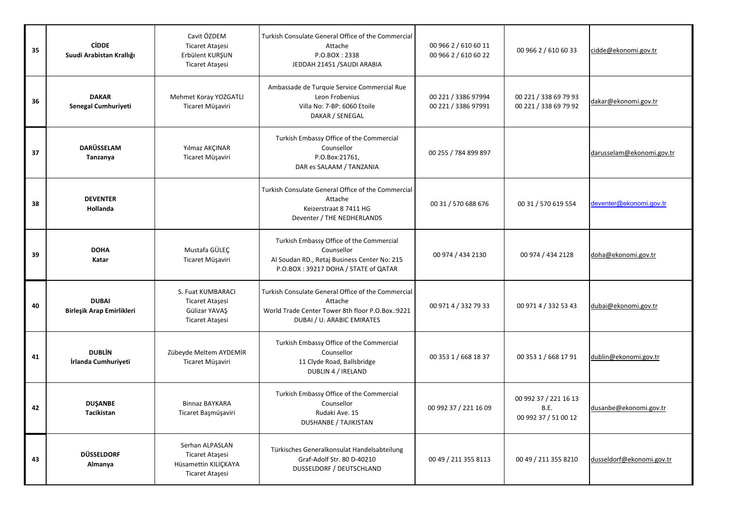| 35 | **CİDDE**<br>**Suudi Arabistan Krallığı** | Cavit ÖZDEM<br>Ticaret Ataşesi<br>Erbülent KURŞUN<br>Ticaret Ataşesi | Turkish Consulate General Office of the Commercial Attache<br>P.O.BOX : 2338<br>JEDDAH 21451 /SAUDI ARABIA | 00 966 2 / 610 60 11<br>00 966 2 / 610 60 22 | 00 966 2 / 610 60 33 | cidde@ekonomi.gov.tr |
|---|---|---|---|---|---|---|
| 36 | **DAKAR**<br>**Senegal Cumhuriyeti** | Mehmet Koray YOZGATLI<br>Ticaret Müşaviri | Ambassade de Turquie Service Commercial Rue Leon Frobenius<br>Villa No: 7-BP: 6060 Etoile<br>DAKAR / SENEGAL | 00 221 / 3386 97994<br>00 221 / 3386 97991 | 00 221 / 338 69 79 93<br>00 221 / 338 69 79 92 | dakar@ekonomi.gov.tr |
| 37 | **DARÜSSELAM**<br>**Tanzanya** | Yılmaz AKÇINAR<br>Ticaret Müşaviri | Turkish Embassy Office of the Commercial Counsellor<br>P.O.Box:21761,<br>DAR es SALAAM / TANZANIA | 00 255 / 784 899 897 | | darusselam@ekonomi.gov.tr |
| 38 | **DEVENTER**<br>**Hollanda** | | Turkish Consulate General Office of the Commercial Attache<br>Keizerstraat 8 7411 HG<br>Deventer / THE NEDHERLANDS | 00 31 / 570 688 676 | 00 31 / 570 619 554 | deventer@ekonomi.gov.tr |
| 39 | **DOHA**<br>**Katar** | Mustafa GÜLEÇ<br>Ticaret Müşaviri | Turkish Embassy Office of the Commercial Counsellor<br>Al Soudan RD., Retaj Business Center No: 215<br>P.O.BOX : 39217 DOHA / STATE of QATAR | 00 974 / 434 2130 | 00 974 / 434 2128 | doha@ekonomi.gov.tr |
| 40 | **DUBAI**<br>**Birleşik Arap Emirlikleri** | S. Fuat KUMBARACI<br>Ticaret Ataşesi<br>Gülizar YAVAŞ<br>Ticaret Ataşesi | Turkish Consulate General Office of the Commercial Attache<br>World Trade Center Tower 8th floor P.O.Box.:9221<br>DUBAI / U. ARABIC EMIRATES | 00 971 4 / 332 79 33 | 00 971 4 / 332 53 43 | dubai@ekonomi.gov.tr |
| 41 | **DUBLİN**<br>**İrlanda Cumhuriyeti** | Zübeyde Meltem AYDEMİR<br>Ticaret Müşaviri | Turkish Embassy Office of the Commercial Counsellor<br>11 Clyde Road, Ballsbridge<br>DUBLIN 4 / IRELAND | 00 353 1 / 668 18 37 | 00 353 1 / 668 17 91 | dublin@ekonomi.gov.tr |
| 42 | **DUŞANBE**<br>**Tacikistan** | Binnaz BAYKARA<br>Ticaret Başmüşaviri | Turkish Embassy Office of the Commercial Counsellor<br>Rudaki Ave. 15<br>DUSHANBE / TAJIKISTAN | 00 992 37 / 221 16 09 | 00 992 37 / 221 16 13<br>B.E.<br>00 992 37 / 51 00 12 | dusanbe@ekonomi.gov.tr |
| 43 | **DÜSSELDORF**<br>**Almanya** | Serhan ALPASLAN<br>Ticaret Ataşesi<br>Hüsamettin KILIÇKAYA<br>Ticaret Ataşesi | Türkisches Generalkonsulat Handelsabteilung<br>Graf-Adolf Str. 80 D-40210<br>DUSSELDORF / DEUTSCHLAND | 00 49 / 211 355 8113 | 00 49 / 211 355 8210 | dusseldorf@ekonomi.gov.tr |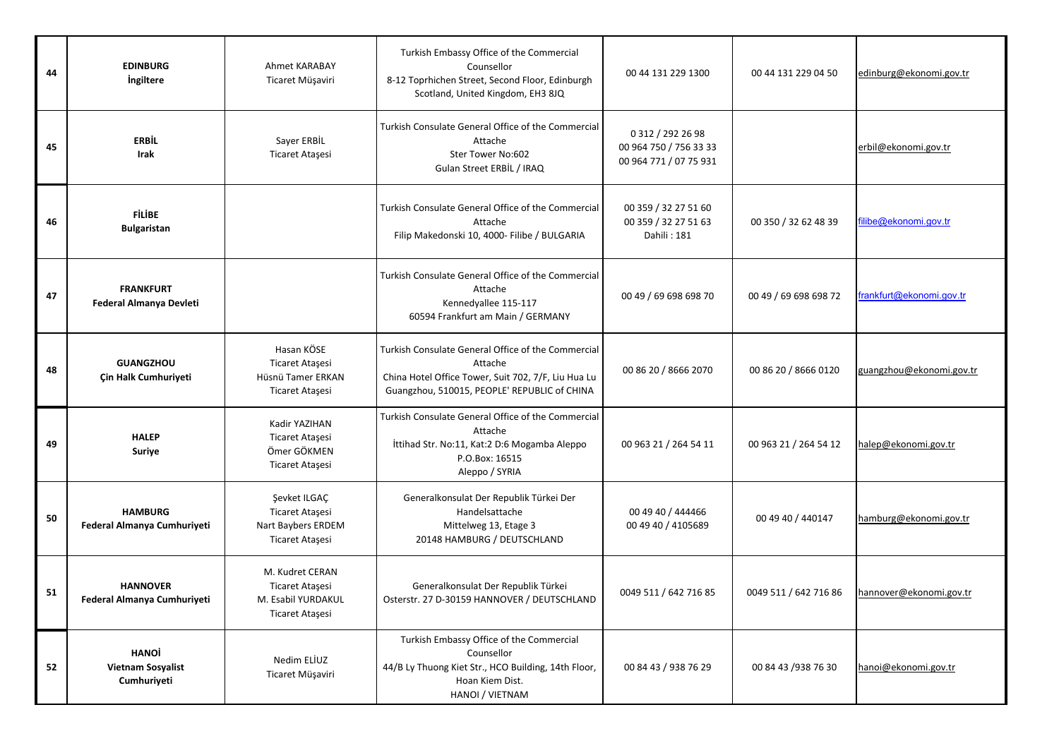| 44 | **EDINBURG** **İngiltere** | Ahmet KARABAY Ticaret Müşaviri | Turkish Embassy Office of the Commercial Counsellor 8-12 Toprhichen Street, Second Floor, Edinburgh Scotland, United Kingdom, EH3 8JQ | 00 44 131 229 1300 | 00 44 131 229 04 50 | edinburg@ekonomi.gov.tr |
|---|---|---|---|---|---|---|
| 45 | **ERBİL** **Irak** | Sayer ERBİL Ticaret Ataşesi | Turkish Consulate General Office of the Commercial Attache Ster Tower No:602 Gulan Street ERBİL / IRAQ | 0 312 / 292 26 98 00 964 750 / 756 33 33 00 964 771 / 07 75 931 | | erbil@ekonomi.gov.tr |
| 46 | **FİLİBE** **Bulgaristan** | | Turkish Consulate General Office of the Commercial Attache Filip Makedonski 10, 4000- Filibe / BULGARIA | 00 359 / 32 27 51 60 00 359 / 32 27 51 63 Dahili : 181 | 00 350 / 32 62 48 39 | filibe@ekonomi.gov.tr |
| 47 | **FRANKFURT** **Federal Almanya Devleti** | | Turkish Consulate General Office of the Commercial Attache Kennedyallee 115-117 60594 Frankfurt am Main / GERMANY | 00 49 / 69 698 698 70 | 00 49 / 69 698 698 72 | frankfurt@ekonomi.gov.tr |
| 48 | **GUANGZHOU** **Çin Halk Cumhuriyeti** | Hasan KÖSE Ticaret Ataşesi Hüsnü Tamer ERKAN Ticaret Ataşesi | Turkish Consulate General Office of the Commercial Attache China Hotel Office Tower, Suit 702, 7/F, Liu Hua Lu Guangzhou, 510015, PEOPLE' REPUBLIC of CHINA | 00 86 20 / 8666 2070 | 00 86 20 / 8666 0120 | guangzhou@ekonomi.gov.tr |
| 49 | **HALEP** **Suriye** | Kadir YAZIHAN Ticaret Ataşesi Ömer GÖKMEN Ticaret Ataşesi | Turkish Consulate General Office of the Commercial Attache İttihad Str. No:11, Kat:2 D:6 Mogamba Aleppo P.O.Box: 16515 Aleppo / SYRIA | 00 963 21 / 264 54 11 | 00 963 21 / 264 54 12 | halep@ekonomi.gov.tr |
| 50 | **HAMBURG** **Federal Almanya Cumhuriyeti** | Şevket ILGAÇ Ticaret Ataşesi Nart Baybers ERDEM Ticaret Ataşesi | Generalkonsulat Der Republik Türkei Der Handelsattache Mittelweg 13, Etage 3 20148 HAMBURG / DEUTSCHLAND | 00 49 40 / 444466 00 49 40 / 4105689 | 00 49 40 / 440147 | hamburg@ekonomi.gov.tr |
| 51 | **HANNOVER** **Federal Almanya Cumhuriyeti** | M. Kudret CERAN Ticaret Ataşesi M. Esabil YURDAKUL Ticaret Ataşesi | Generalkonsulat Der Republik Türkei Osterstr. 27 D-30159 HANNOVER / DEUTSCHLAND | 0049 511 / 642 716 85 | 0049 511 / 642 716 86 | hannover@ekonomi.gov.tr |
| 52 | **HANOİ** **Vietnam Sosyalist Cumhuriyeti** | Nedim ELİUZ Ticaret Müşaviri | Turkish Embassy Office of the Commercial Counsellor 44/B Ly Thuong Kiet Str., HCO Building, 14th Floor, Hoan Kiem Dist. HANOI / VIETNAM | 00 84 43 / 938 76 29 | 00 84 43 /938 76 30 | hanoi@ekonomi.gov.tr |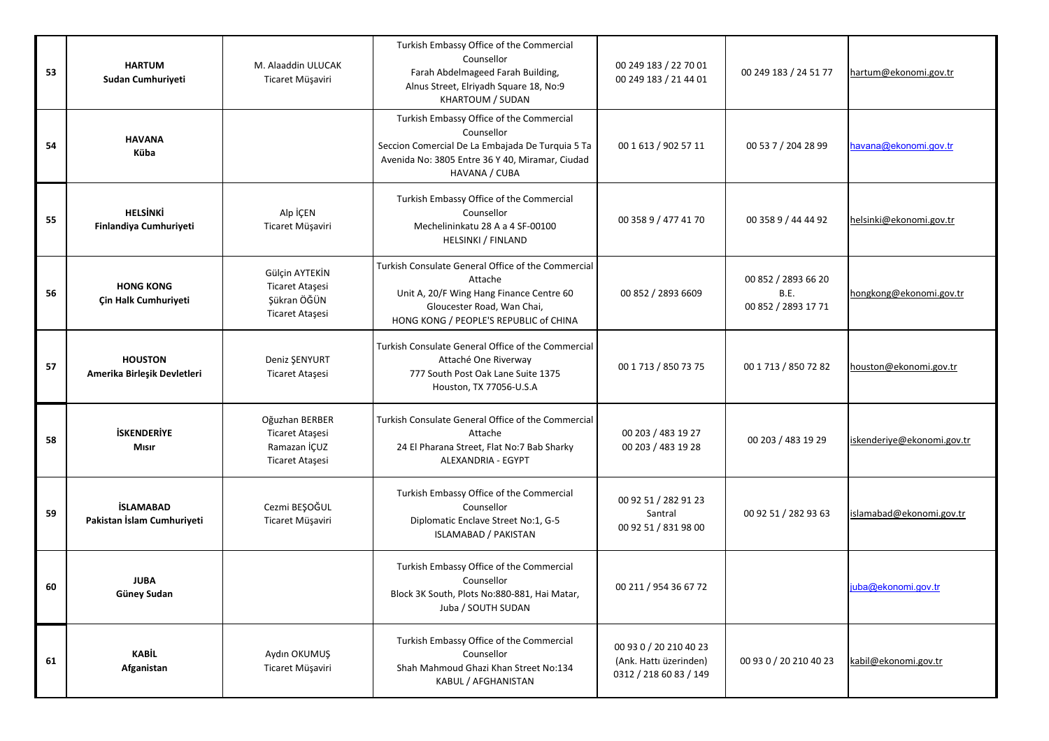| | | | | | | |
|---|---|---|---|---|---|---|
| 53 | **HARTUM**<br>**Sudan Cumhuriyeti** | M. Alaaddin ULUCAK<br>Ticaret Müşaviri | Turkish Embassy Office of the Commercial Counsellor<br>Farah Abdelmageed Farah Building,<br>Alnus Street, Elriyadh Square 18, No:9<br>KHARTOUM / SUDAN | 00 249 183 / 22 70 01<br>00 249 183 / 21 44 01 | 00 249 183 / 24 51 77 | hartum@ekonomi.gov.tr |
| 54 | **HAVANA**<br>**Küba** | | Turkish Embassy Office of the Commercial Counsellor<br>Seccion Comercial De La Embajada De Turquia 5 Ta Avenida No: 3805 Entre 36 Y 40, Miramar, Ciudad<br>HAVANA / CUBA | 00 1 613 / 902 57 11 | 00 53 7 / 204 28 99 | havana@ekonomi.gov.tr |
| 55 | **HELSİNKİ**<br>**Finlandiya Cumhuriyeti** | Alp İÇEN<br>Ticaret Müşaviri | Turkish Embassy Office of the Commercial Counsellor<br>Mechelininkatu 28 A a 4 SF-00100<br>HELSINKI / FINLAND | 00 358 9 / 477 41 70 | 00 358 9 / 44 44 92 | helsinki@ekonomi.gov.tr |
| 56 | **HONG KONG**<br>**Çin Halk Cumhuriyeti** | Gülçin AYTEKİN<br>Ticaret Ataşesi<br>Şükran ÖĞÜN<br>Ticaret Ataşesi | Turkish Consulate General Office of the Commercial Attache<br>Unit A, 20/F Wing Hang Finance Centre 60 Gloucester Road, Wan Chai,<br>HONG KONG / PEOPLE'S REPUBLIC of CHINA | 00 852 / 2893 6609 | 00 852 / 2893 66 20<br>B.E.<br>00 852 / 2893 17 71 | hongkong@ekonomi.gov.tr |
| 57 | **HOUSTON**<br>**Amerika Birleşik Devletleri** | Deniz ŞENYURT<br>Ticaret Ataşesi | Turkish Consulate General Office of the Commercial Attaché One Riverway<br>777 South Post Oak Lane Suite 1375<br>Houston, TX 77056-U.S.A | 00 1 713 / 850 73 75 | 00 1 713 / 850 72 82 | houston@ekonomi.gov.tr |
| 58 | **İSKENDERİYE**<br>**Mısır** | Oğuzhan BERBER<br>Ticaret Ataşesi<br>Ramazan İÇUZ<br>Ticaret Ataşesi | Turkish Consulate General Office of the Commercial Attache<br>24 El Pharana Street, Flat No:7 Bab Sharky<br>ALEXANDRIA - EGYPT | 00 203 / 483 19 27<br>00 203 / 483 19 28 | 00 203 / 483 19 29 | iskenderiye@ekonomi.gov.tr |
| 59 | **İSLAMABAD**<br>**Pakistan İslam Cumhuriyeti** | Cezmi BEŞOĞUL<br>Ticaret Müşaviri | Turkish Embassy Office of the Commercial Counsellor<br>Diplomatic Enclave Street No:1, G-5<br>ISLAMABAD / PAKISTAN | 00 92 51 / 282 91 23<br>Santral<br>00 92 51 / 831 98 00 | 00 92 51 / 282 93 63 | islamabad@ekonomi.gov.tr |
| 60 | **JUBA**<br>**Güney Sudan** | | Turkish Embassy Office of the Commercial Counsellor<br>Block 3K South, Plots No:880-881, Hai Matar,<br>Juba / SOUTH SUDAN | 00 211 / 954 36 67 72 | | juba@ekonomi.gov.tr |
| 61 | **KABİL**<br>**Afganistan** | Aydın OKUMUŞ<br>Ticaret Müşaviri | Turkish Embassy Office of the Commercial Counsellor<br>Shah Mahmoud Ghazi Khan Street No:134<br>KABUL / AFGHANISTAN | 00 93 0 / 20 210 40 23<br>(Ank. Hattı üzerinden)<br>0312 / 218 60 83 / 149 | 00 93 0 / 20 210 40 23 | kabil@ekonomi.gov.tr |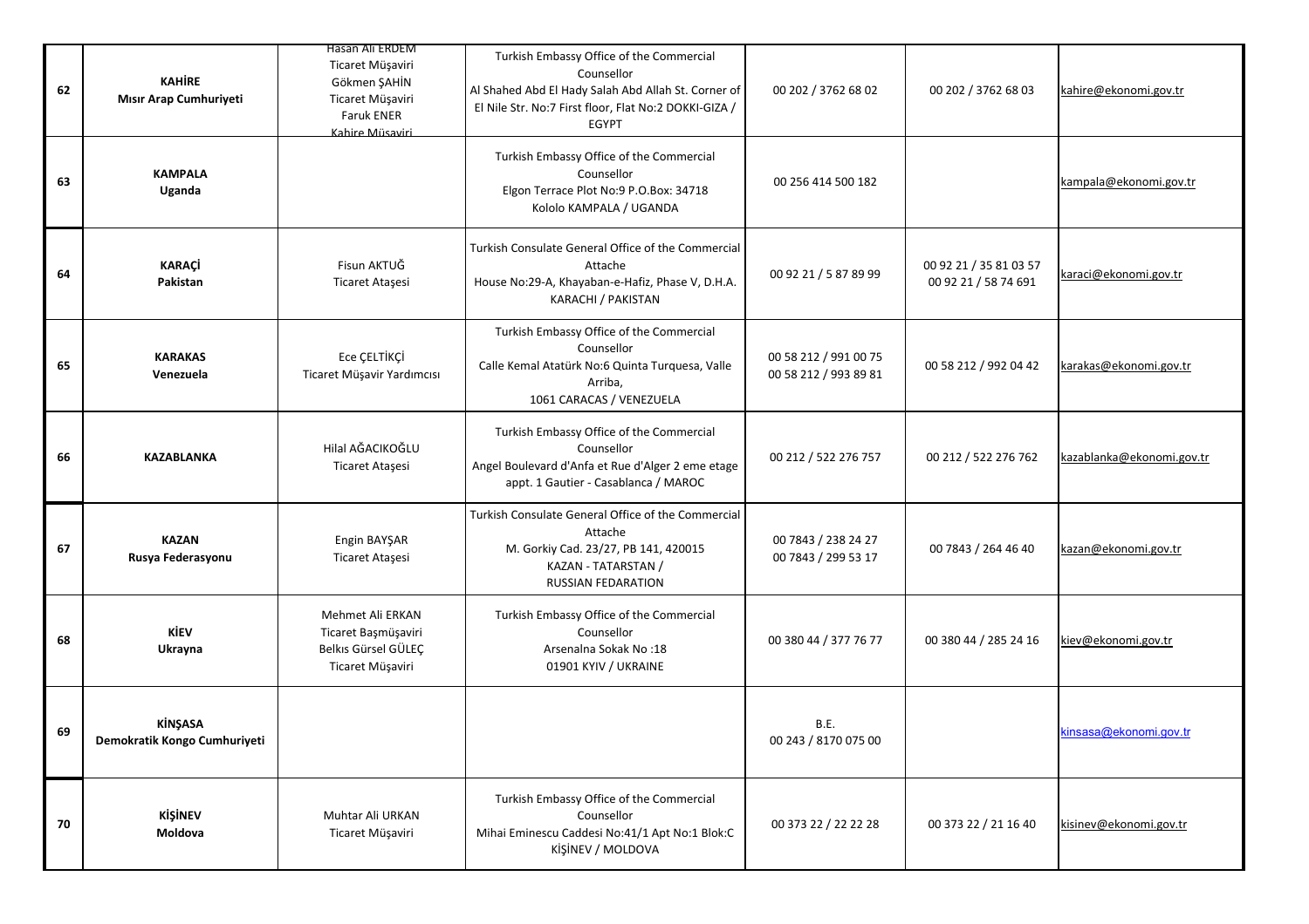| 62 | **KAHİRE**<br>**Mısır Arap Cumhuriyeti** | Hasan Ali ERDEM<br>Ticaret Müşaviri<br>Gökmen ŞAHİN<br>Ticaret Müşaviri<br>Faruk ENER<br>Kahire Müşaviri | Turkish Embassy Office of the Commercial Counsellor<br>Al Shahed Abd El Hady Salah Abd Allah St. Corner of El Nile Str. No:7 First floor, Flat No:2 DOKKI-GIZA / EGYPT | 00 202 / 3762 68 02 | 00 202 / 3762 68 03 | kahire@ekonomi.gov.tr |
|---|---|---|---|---|---|---|
| 63 | **KAMPALA**<br>**Uganda** | | Turkish Embassy Office of the Commercial Counsellor<br>Elgon Terrace Plot No:9 P.O.Box: 34718<br>Kololo KAMPALA / UGANDA | 00 256 414 500 182 | | kampala@ekonomi.gov.tr |
| 64 | **KARAÇİ**<br>**Pakistan** | Fisun AKTUĞ<br>Ticaret Ataşesi | Turkish Consulate General Office of the Commercial Attache<br>House No:29-A, Khayaban-e-Hafiz, Phase V, D.H.A.<br>KARACHI / PAKISTAN | 00 92 21 / 5 87 89 99 | 00 92 21 / 35 81 03 57<br>00 92 21 / 58 74 691 | karaci@ekonomi.gov.tr |
| 65 | **KARAKAS**<br>**Venezuela** | Ece ÇELTİKÇİ<br>Ticaret Müşavir Yardımcısı | Turkish Embassy Office of the Commercial Counsellor<br>Calle Kemal Atatürk No:6 Quinta Turquesa, Valle Arriba,<br>1061 CARACAS / VENEZUELA | 00 58 212 / 991 00 75<br>00 58 212 / 993 89 81 | 00 58 212 / 992 04 42 | karakas@ekonomi.gov.tr |
| 66 | **KAZABLANKA** | Hilal AĞACIKOĞLU<br>Ticaret Ataşesi | Turkish Embassy Office of the Commercial Counsellor<br>Angel Boulevard d'Anfa et Rue d'Alger 2 eme etage appt. 1 Gautier - Casablanca / MAROC | 00 212 / 522 276 757 | 00 212 / 522 276 762 | kazablanka@ekonomi.gov.tr |
| 67 | **KAZAN**<br>**Rusya Federasyonu** | Engin BAYŞAR<br>Ticaret Ataşesi | Turkish Consulate General Office of the Commercial Attache<br>M. Gorkiy Cad. 23/27, PB 141, 420015<br>KAZAN - TATARSTAN /<br>RUSSIAN FEDARATION | 00 7843 / 238 24 27<br>00 7843 / 299 53 17 | 00 7843 / 264 46 40 | kazan@ekonomi.gov.tr |
| 68 | **KİEV**<br>**Ukrayna** | Mehmet Ali ERKAN<br>Ticaret Başmüşaviri<br>Belkıs Gürsel GÜLEÇ<br>Ticaret Müşaviri | Turkish Embassy Office of the Commercial Counsellor<br>Arsenalna Sokak No :18<br>01901 KYIV / UKRAINE | 00 380 44 / 377 76 77 | 00 380 44 / 285 24 16 | kiev@ekonomi.gov.tr |
| 69 | **KİNŞASA**<br>**Demokratik Kongo Cumhuriyeti** | | | B.E.<br>00 243 / 8170 075 00 | | kinsasa@ekonomi.gov.tr |
| 70 | **KİŞİNEV**<br>**Moldova** | Muhtar Ali URKAN<br>Ticaret Müşaviri | Turkish Embassy Office of the Commercial Counsellor<br>Mihai Eminescu Caddesi No:41/1 Apt No:1 Blok:C<br>KİŞİNEV / MOLDOVA | 00 373 22 / 22 22 28 | 00 373 22 / 21 16 40 | kisinev@ekonomi.gov.tr |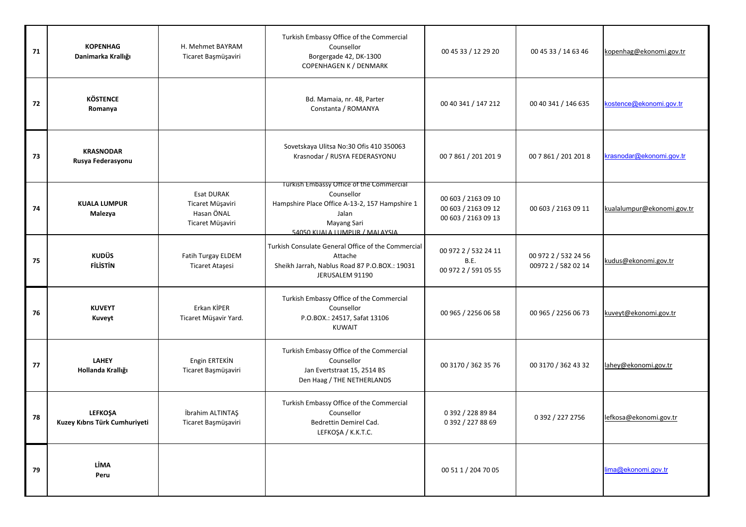| 71 | **KOPENHAG**<br>**Danimarka Krallığı** | H. Mehmet BAYRAM<br>Ticaret Başmüşaviri | Turkish Embassy Office of the Commercial Counsellor<br>Borgergade 42, DK-1300<br>COPENHAGEN K / DENMARK | 00 45 33 / 12 29 20 | 00 45 33 / 14 63 46 | kopenhag@ekonomi.gov.tr |
|---|---|---|---|---|---|---|
| 72 | **KÖSTENCE**<br>**Romanya** | | Bd. Mamaia, nr. 48, Parter<br>Constanta / ROMANYA | 00 40 341 / 147 212 | 00 40 341 / 146 635 | kostence@ekonomi.gov.tr |
| 73 | **KRASNODAR**<br>**Rusya Federasyonu** | | Sovetskaya Ulitsa No:30 Ofis 410 350063<br>Krasnodar / RUSYA FEDERASYONU | 00 7 861 / 201 201 9 | 00 7 861 / 201 201 8 | krasnodar@ekonomi.gov.tr |
| 74 | **KUALA LUMPUR**<br>**Malezya** | Esat DURAK<br>Ticaret Müşaviri<br>Hasan ÖNAL<br>Ticaret Müşaviri | Turkish Embassy Office of the Commercial Counsellor<br>Hampshire Place Office A-13-2, 157 Hampshire 1 Jalan<br>Mayang Sari<br>54050 KUALA LUMPUR / MALAYSIA | 00 603 / 2163 09 10<br>00 603 / 2163 09 12<br>00 603 / 2163 09 13 | 00 603 / 2163 09 11 | kualalumpur@ekonomi.gov.tr |
| 75 | **KUDÜS**<br>**FİLİSTİN** | Fatih Turgay ELDEM<br>Ticaret Ataşesi | Turkish Consulate General Office of the Commercial Attache<br>Sheikh Jarrah, Nablus Road 87 P.O.BOX.: 19031<br>JERUSALEM 91190 | 00 972 2 / 532 24 11<br>B.E.<br>00 972 2 / 591 05 55 | 00 972 2 / 532 24 56<br>00972 2 / 582 02 14 | kudus@ekonomi.gov.tr |
| 76 | **KUVEYT**<br>**Kuveyt** | Erkan KİPER<br>Ticaret Müşavir Yard. | Turkish Embassy Office of the Commercial Counsellor<br>P.O.BOX.: 24517, Safat 13106<br>KUWAIT | 00 965 / 2256 06 58 | 00 965 / 2256 06 73 | kuveyt@ekonomi.gov.tr |
| 77 | **LAHEY**<br>**Hollanda Krallığı** | Engin ERTEKİN<br>Ticaret Başmüşaviri | Turkish Embassy Office of the Commercial Counsellor<br>Jan Evertstraat 15, 2514 BS<br>Den Haag / THE NETHERLANDS | 00 3170 / 362 35 76 | 00 3170 / 362 43 32 | lahey@ekonomi.gov.tr |
| 78 | **LEFKOŞA**<br>**Kuzey Kıbrıs Türk Cumhuriyeti** | İbrahim ALTINTAŞ<br>Ticaret Başmüşaviri | Turkish Embassy Office of the Commercial Counsellor<br>Bedrettin Demirel Cad.<br>LEFKOŞA / K.K.T.C. | 0 392 / 228 89 84<br>0 392 / 227 88 69 | 0 392 / 227 2756 | lefkosa@ekonomi.gov.tr |
| 79 | **LİMA**<br>**Peru** | | | 00 51 1 / 204 70 05 | | lima@ekonomi.gov.tr |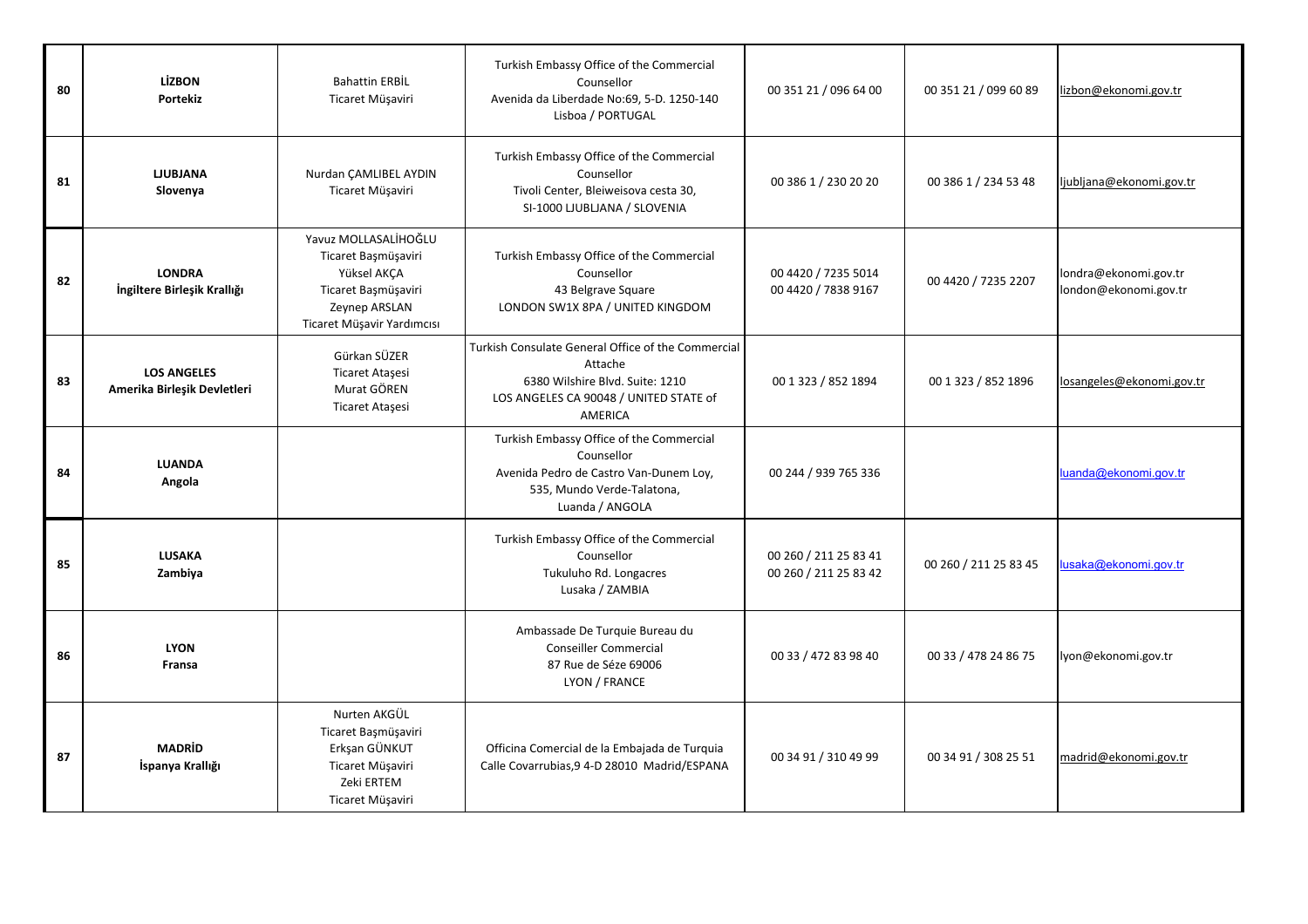| 80 | **LİZBON** **Portekiz** | Bahattin ERBİL Ticaret Müşaviri | Turkish Embassy Office of the Commercial Counsellor Avenida da Liberdade No:69, 5-D. 1250-140 Lisboa / PORTUGAL | 00 351 21 / 096 64 00 | 00 351 21 / 099 60 89 | lizbon@ekonomi.gov.tr |
|---|---|---|---|---|---|---|
| 81 | **LJUBJANA** **Slovenya** | Nurdan ÇAMLIBEL AYDIN Ticaret Müşaviri | Turkish Embassy Office of the Commercial Counsellor Tivoli Center, Bleiweisova cesta 30, SI-1000 LJUBLJANA / SLOVENIA | 00 386 1 / 230 20 20 | 00 386 1 / 234 53 48 | ljubljana@ekonomi.gov.tr |
| 82 | **LONDRA** **İngiltere Birleşik Krallığı** | Yavuz MOLLASALİHOĞLU Ticaret Başmüşaviri Yüksel AKÇA Ticaret Başmüşaviri Zeynep ARSLAN Ticaret Müşavir Yardımcısı | Turkish Embassy Office of the Commercial Counsellor 43 Belgrave Square LONDON SW1X 8PA / UNITED KINGDOM | 00 4420 / 7235 5014 00 4420 / 7838 9167 | 00 4420 / 7235 2207 | londra@ekonomi.gov.tr london@ekonomi.gov.tr |
| 83 | **LOS ANGELES** **Amerika Birleşik Devletleri** | Gürkan SÜZER Ticaret Ataşesi Murat GÖREN Ticaret Ataşesi | Turkish Consulate General Office of the Commercial Attache 6380 Wilshire Blvd. Suite: 1210 LOS ANGELES CA 90048 / UNITED STATE of AMERICA | 00 1 323 / 852 1894 | 00 1 323 / 852 1896 | losangeles@ekonomi.gov.tr |
| 84 | **LUANDA** **Angola** | | Turkish Embassy Office of the Commercial Counsellor Avenida Pedro de Castro Van-Dunem Loy, 535, Mundo Verde-Talatona, Luanda / ANGOLA | 00 244 / 939 765 336 | | luanda@ekonomi.gov.tr |
| 85 | **LUSAKA** **Zambiya** | | Turkish Embassy Office of the Commercial Counsellor Tukuluho Rd. Longacres Lusaka / ZAMBIA | 00 260 / 211 25 83 41 00 260 / 211 25 83 42 | 00 260 / 211 25 83 45 | lusaka@ekonomi.gov.tr |
| 86 | **LYON** **Fransa** | | Ambassade De Turquie Bureau du Conseiller Commercial 87 Rue de Séze 69006 LYON / FRANCE | 00 33 / 472 83 98 40 | 00 33 / 478 24 86 75 | lyon@ekonomi.gov.tr |
| 87 | **MADRİD** **İspanya Krallığı** | Nurten AKGÜL Ticaret Başmüşaviri Erkşan GÜNKUT Ticaret Müşaviri Zeki ERTEM Ticaret Müşaviri | Officina Comercial de la Embajada de Turquia Calle Covarrubias,9 4-D 28010 Madrid/ESPANA | 00 34 91 / 310 49 99 | 00 34 91 / 308 25 51 | madrid@ekonomi.gov.tr |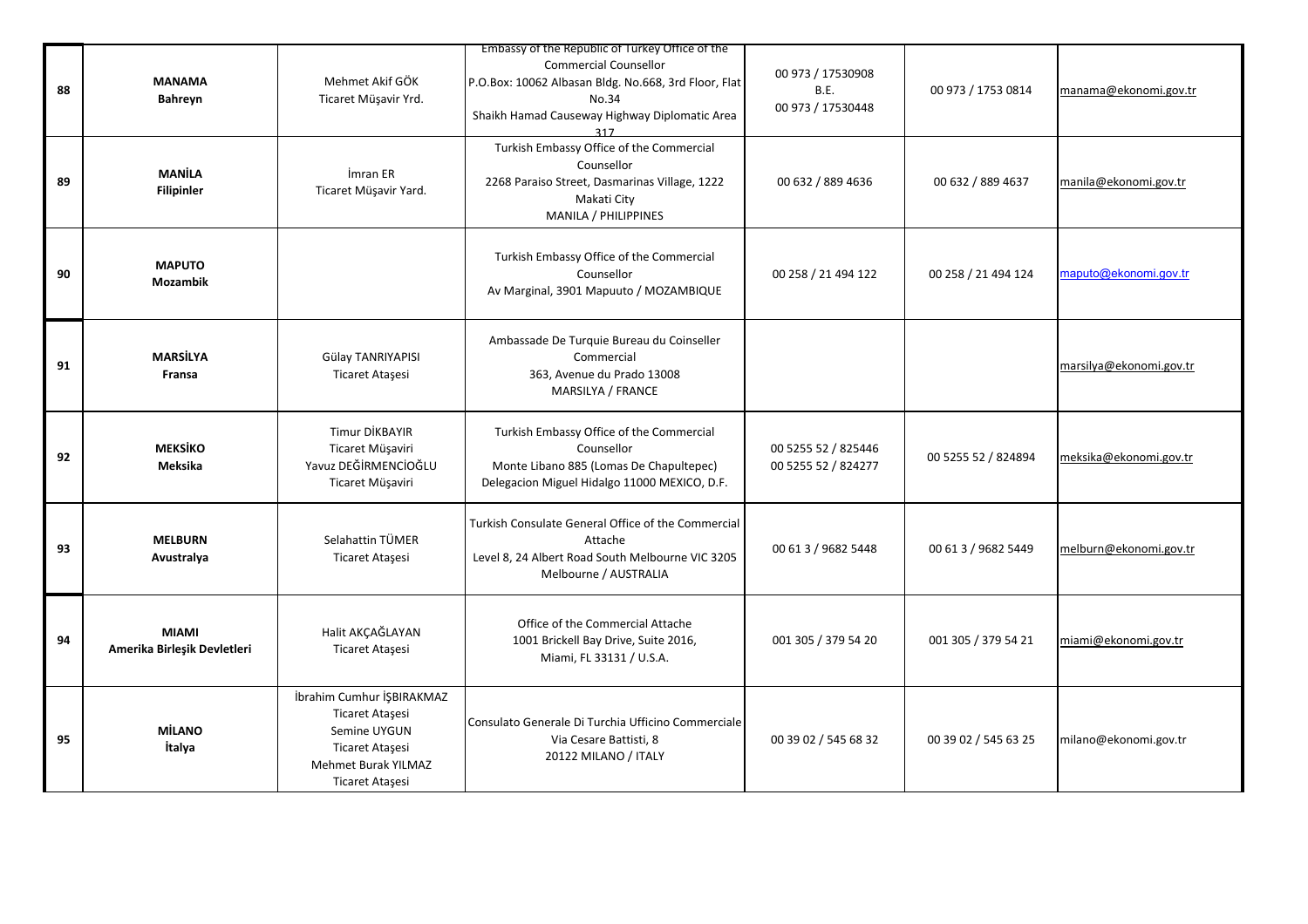| 88 | **MANAMA** **Bahreyn** | Mehmet Akif GÖK Ticaret Müşavir Yrd. | Embassy of the Republic of Turkey Office of the Commercial Counsellor P.O.Box: 10062 Albasan Bldg. No.668, 3rd Floor, Flat No.34 Shaikh Hamad Causeway Highway Diplomatic Area 317 | 00 973 / 17530908 B.E. 00 973 / 17530448 | 00 973 / 1753 0814 | manama@ekonomi.gov.tr |
|---|---|---|---|---|---|---|
| 89 | **MANİLA** **Filipinler** | İmran ER Ticaret Müşavir Yard. | Turkish Embassy Office of the Commercial Counsellor 2268 Paraiso Street, Dasmarinas Village, 1222 Makati City MANILA / PHILIPPINES | 00 632 / 889 4636 | 00 632 / 889 4637 | manila@ekonomi.gov.tr |
| 90 | **MAPUTO** **Mozambik** | | Turkish Embassy Office of the Commercial Counsellor Av Marginal, 3901 Mapuuto / MOZAMBIQUE | 00 258 / 21 494 122 | 00 258 / 21 494 124 | maputo@ekonomi.gov.tr |
| 91 | **MARSİLYA** **Fransa** | Gülay TANRIYAPISI Ticaret Ataşesi | Ambassade De Turquie Bureau du Coinseller Commercial 363, Avenue du Prado 13008 MARSILYA / FRANCE | | | marsilya@ekonomi.gov.tr |
| 92 | **MEKSİKO** **Meksika** | Timur DİKBAYIR Ticaret Müşaviri Yavuz DEĞİRMENCİOĞLU Ticaret Müşaviri | Turkish Embassy Office of the Commercial Counsellor Monte Libano 885 (Lomas De Chapultepec) Delegacion Miguel Hidalgo 11000 MEXICO, D.F. | 00 5255 52 / 825446 00 5255 52 / 824277 | 00 5255 52 / 824894 | meksika@ekonomi.gov.tr |
| 93 | **MELBURN** **Avustralya** | Selahattin TÜMER Ticaret Ataşesi | Turkish Consulate General Office of the Commercial Attache Level 8, 24 Albert Road South Melbourne VIC 3205 Melbourne / AUSTRALIA | 00 61 3 / 9682 5448 | 00 61 3 / 9682 5449 | melburn@ekonomi.gov.tr |
| 94 | **MIAMI** **Amerika Birleşik Devletleri** | Halit AKÇAĞLAYAN Ticaret Ataşesi | Office of the Commercial Attache 1001 Brickell Bay Drive, Suite 2016, Miami, FL 33131 / U.S.A. | 001 305 / 379 54 20 | 001 305 / 379 54 21 | miami@ekonomi.gov.tr |
| 95 | **MİLANO** **İtalya** | İbrahim Cumhur İŞBIRAKMAZ Ticaret Ataşesi Semine UYGUN Ticaret Ataşesi Mehmet Burak YILMAZ Ticaret Ataşesi | Consulato Generale Di Turchia Ufficino Commerciale Via Cesare Battisti, 8 20122 MILANO / ITALY | 00 39 02 / 545 68 32 | 00 39 02 / 545 63 25 | milano@ekonomi.gov.tr |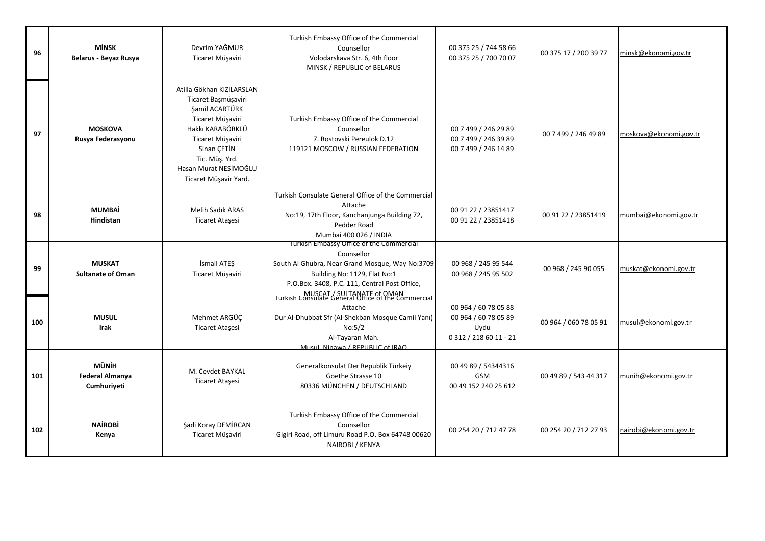| 96 | **MİNSK** **Belarus - Beyaz Rusya** | Devrim YAĞMUR Ticaret Müşaviri | Turkish Embassy Office of the Commercial Counsellor Volodarskava Str. 6, 4th floor MINSK / REPUBLIC of BELARUS | 00 375 25 / 744 58 66 00 375 25 / 700 70 07 | 00 375 17 / 200 39 77 | minsk@ekonomi.gov.tr |
|---|---|---|---|---|---|---|
| 97 | **MOSKOVA** **Rusya Federasyonu** | Atilla Gökhan KIZILARSLAN Ticaret Başmüşaviri Şamil ACARTÜRK Ticaret Müşaviri Hakkı KARABÖRKLÜ Ticaret Müşaviri Sinan ÇETİN Tic. Müş. Yrd. Hasan Murat NESİMOĞLU Ticaret Müşavir Yard. | Turkish Embassy Office of the Commercial Counsellor 7. Rostovski Pereulok D.12 119121 MOSCOW / RUSSIAN FEDERATION | 00 7 499 / 246 29 89 00 7 499 / 246 39 89 00 7 499 / 246 14 89 | 00 7 499 / 246 49 89 | moskova@ekonomi.gov.tr |
| 98 | **MUMBAİ** **Hindistan** | Melih Sadık ARAS Ticaret Ataşesi | Turkish Consulate General Office of the Commercial Attache No:19, 17th Floor, Kanchanjunga Building 72, Pedder Road Mumbai 400 026 / INDIA | 00 91 22 / 23851417 00 91 22 / 23851418 | 00 91 22 / 23851419 | mumbai@ekonomi.gov.tr |
| 99 | **MUSKAT** **Sultanate of Oman** | İsmail ATEŞ Ticaret Müşaviri | Turkish Embassy Office of the Commercial Counsellor South Al Ghubra, Near Grand Mosque, Way No:3709 Building No: 1129, Flat No:1 P.O.Box. 3408, P.C. 111, Central Post Office, MUSCAT / SULTANATE of OMAN | 00 968 / 245 95 544 00 968 / 245 95 502 | 00 968 / 245 90 055 | muskat@ekonomi.gov.tr |
| 100 | **MUSUL** **Irak** | Mehmet ARGÜÇ Ticaret Ataşesi | Turkish Consulate General Office of the Commercial Attache Dur Al-Dhubbat Sfr (Al-Shekban Mosque Camii Yanı) No:5/2 Al-Tayaran Mah. Musul, Ninawa / REPUBLIC of IRAQ | 00 964 / 60 78 05 88 00 964 / 60 78 05 89 Uydu 0 312 / 218 60 11 - 21 | 00 964 / 060 78 05 91 | musul@ekonomi.gov.tr |
| 101 | **MÜNİH** **Federal Almanya Cumhuriyeti** | M. Cevdet BAYKAL Ticaret Ataşesi | Generalkonsulat Der Republik Türkeiy Goethe Strasse 10 80336 MÜNCHEN / DEUTSCHLAND | 00 49 89 / 54344316 GSM 00 49 152 240 25 612 | 00 49 89 / 543 44 317 | munih@ekonomi.gov.tr |
| 102 | **NAİROBİ** **Kenya** | Şadi Koray DEMİRCAN Ticaret Müşaviri | Turkish Embassy Office of the Commercial Counsellor Gigiri Road, off Limuru Road P.O. Box 64748 00620 NAIROBI / KENYA | 00 254 20 / 712 47 78 | 00 254 20 / 712 27 93 | nairobi@ekonomi.gov.tr |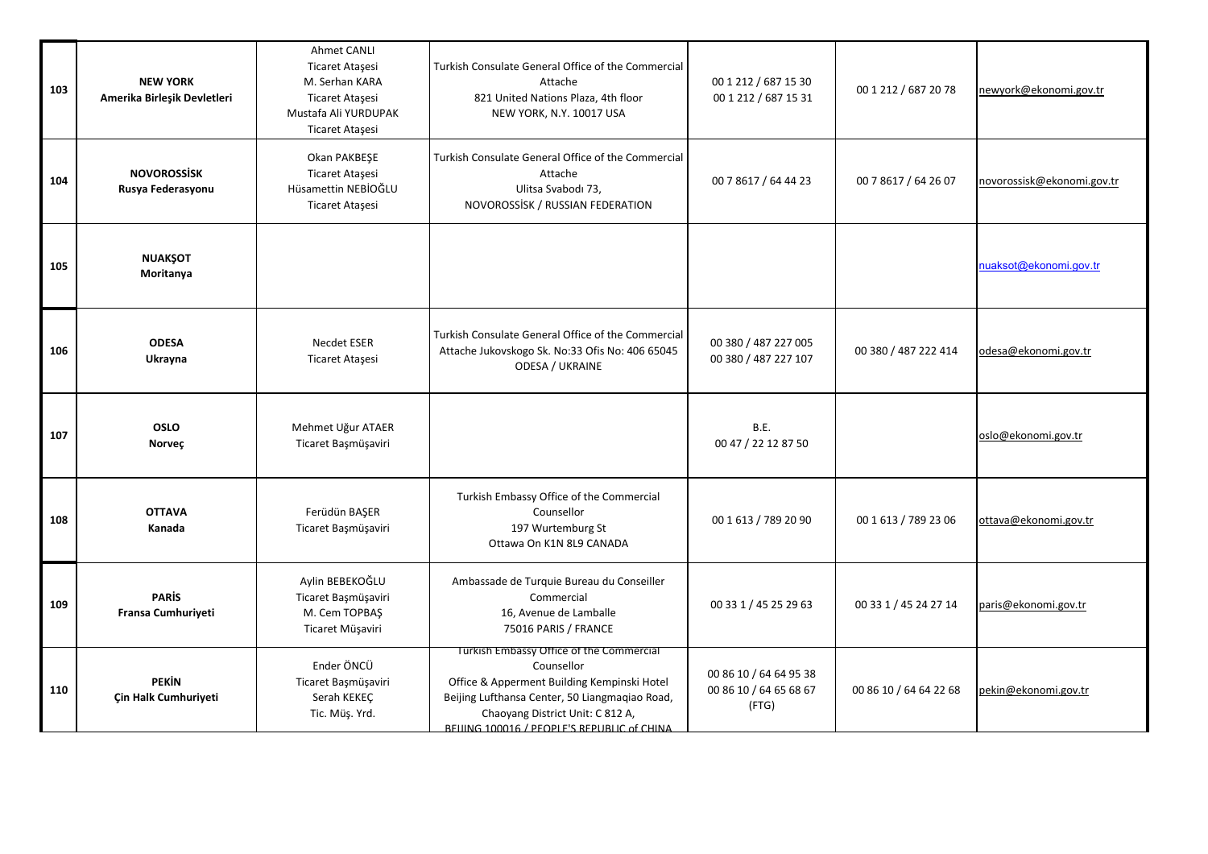| 103 | **NEW YORK**<br>**Amerika Birleşik Devletleri** | Ahmet CANLI<br>Ticaret Ataşesi<br>M. Serhan KARA<br>Ticaret Ataşesi<br>Mustafa Ali YURDUPAK<br>Ticaret Ataşesi | Turkish Consulate General Office of the Commercial Attache<br>821 United Nations Plaza, 4th floor<br>NEW YORK, N.Y. 10017 USA | 00 1 212 / 687 15 30<br>00 1 212 / 687 15 31 | 00 1 212 / 687 20 78 | newyork@ekonomi.gov.tr |
|---|---|---|---|---|---|---|
| 104 | **NOVOROSSİSK**<br>**Rusya Federasyonu** | Okan PAKBEŞE<br>Ticaret Ataşesi<br>Hüsamettin NEBİOĞLU<br>Ticaret Ataşesi | Turkish Consulate General Office of the Commercial Attache<br>Ulitsa Svabodı 73,<br>NOVOROSSİSK / RUSSIAN FEDERATION | 00 7 8617 / 64 44 23 | 00 7 8617 / 64 26 07 | novorossisk@ekonomi.gov.tr |
| 105 | **NUAKŞOT**<br>**Moritanya** | | | | | nuaksot@ekonomi.gov.tr |
| 106 | **ODESA**<br>**Ukrayna** | Necdet ESER<br>Ticaret Ataşesi | Turkish Consulate General Office of the Commercial Attache Jukovskogo Sk. No:33 Ofis No: 406 65045 ODESA / UKRAINE | 00 380 / 487 227 005<br>00 380 / 487 227 107 | 00 380 / 487 222 414 | odesa@ekonomi.gov.tr |
| 107 | **OSLO**<br>**Norveç** | Mehmet Uğur ATAER<br>Ticaret Başmüşaviri | | B.E.<br>00 47 / 22 12 87 50 | | oslo@ekonomi.gov.tr |
| 108 | **OTTAVA**<br>**Kanada** | Ferüdün BAŞER<br>Ticaret Başmüşaviri | Turkish Embassy Office of the Commercial Counsellor<br>197 Wurtemburg St<br>Ottawa On K1N 8L9 CANADA | 00 1 613 / 789 20 90 | 00 1 613 / 789 23 06 | ottava@ekonomi.gov.tr |
| 109 | **PARİS**<br>**Fransa Cumhuriyeti** | Aylin BEBEKOĞLU<br>Ticaret Başmüşaviri<br>M. Cem TOPBAŞ<br>Ticaret Müşaviri | Ambassade de Turquie Bureau du Conseiller Commercial<br>16, Avenue de Lamballe<br>75016 PARIS / FRANCE | 00 33 1 / 45 25 29 63 | 00 33 1 / 45 24 27 14 | paris@ekonomi.gov.tr |
| 110 | **PEKİN**<br>**Çin Halk Cumhuriyeti** | Ender ÖNCÜ<br>Ticaret Başmüşaviri<br>Serah KEKEÇ<br>Tic. Müş. Yrd. | Turkish Embassy Office of the Commercial Counsellor<br>Office & Apperment Building Kempinski Hotel Beijing Lufthansa Center, 50 Liangmaqiao Road, Chaoyang District Unit: C 812 A,<br>BEIJING 100016 / PEOPLE'S REPUBLIC of CHINA | 00 86 10 / 64 64 95 38<br>00 86 10 / 64 65 68 67 (FTG) | 00 86 10 / 64 64 22 68 | pekin@ekonomi.gov.tr |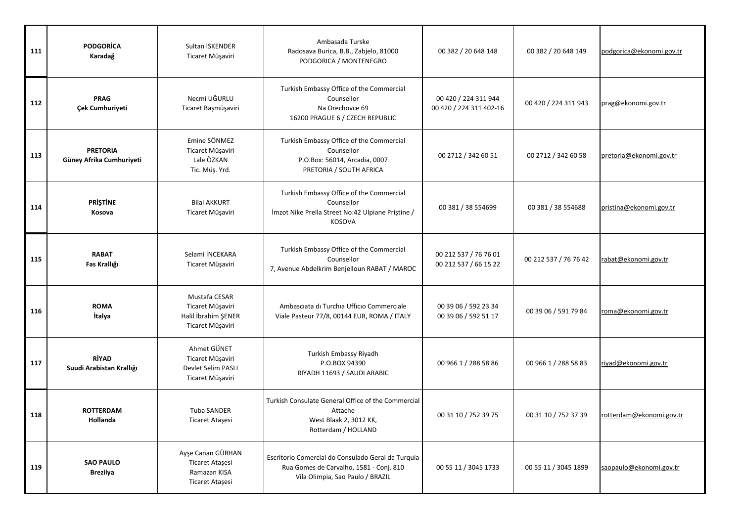| 111 | **PODGORİCA**<br>**Karadağ** | Sultan İSKENDER<br>Ticaret Müşaviri | Ambasada Turske<br>Radosava Burica, B.B., Zabjelo, 81000<br>PODGORICA / MONTENEGRO | 00 382 / 20 648 148 | 00 382 / 20 648 149 | podgorica@ekonomi.gov.tr |
|---|---|---|---|---|---|---|
| 112 | **PRAG**<br>**Çek Cumhuriyeti** | Necmi UĞURLU<br>Ticaret Başmüşaviri | Turkish Embassy Office of the Commercial Counsellor<br>Na Orechovce 69<br>16200 PRAGUE 6 / CZECH REPUBLIC | 00 420 / 224 311 944<br>00 420 / 224 311 402-16 | 00 420 / 224 311 943 | prag@ekonomi.gov.tr |
| 113 | **PRETORIA**<br>**Güney Afrika Cumhuriyeti** | Emine SÖNMEZ<br>Ticaret Müşaviri<br>Lale ÖZKAN<br>Tic. Müş. Yrd. | Turkish Embassy Office of the Commercial Counsellor<br>P.O.Box: 56014, Arcadia, 0007<br>PRETORIA / SOUTH AFRICA | 00 2712 / 342 60 51 | 00 2712 / 342 60 58 | pretoria@ekonomi.gov.tr |
| 114 | **PRİŞTİNE**<br>**Kosova** | Bilal AKKURT<br>Ticaret Müşaviri | Turkish Embassy Office of the Commercial Counsellor<br>İmzot Nike Prella Street No:42 Ulpiane Priştine / KOSOVA | 00 381 / 38 554699 | 00 381 / 38 554688 | pristina@ekonomi.gov.tr |
| 115 | **RABAT**<br>**Fas Krallığı** | Selami İNCEKARA<br>Ticaret Müşaviri | Turkish Embassy Office of the Commercial Counsellor<br>7, Avenue Abdelkrim Benjelloun RABAT / MAROC | 00 212 537 / 76 76 01<br>00 212 537 / 66 15 22 | 00 212 537 / 76 76 42 | rabat@ekonomi.gov.tr |
| 116 | **ROMA**<br>**İtalya** | Mustafa CESAR<br>Ticaret Müşaviri<br>Halil İbrahim ŞENER<br>Ticaret Müşaviri | Ambascıata dı Turchıa Uffıcıo Commercıale<br>Viale Pasteur 77/8, 00144 EUR, ROMA / ITALY | 00 39 06 / 592 23 34<br>00 39 06 / 592 51 17 | 00 39 06 / 591 79 84 | roma@ekonomi.gov.tr |
| 117 | **RİYAD**<br>**Suudi Arabistan Krallığı** | Ahmet GÜNET<br>Ticaret Müşaviri<br>Devlet Selim PASLI<br>Ticaret Müşaviri | Turkish Embassy Riyadh<br>P.O.BOX 94390<br>RIYADH 11693 / SAUDI ARABIC | 00 966 1 / 288 58 86 | 00 966 1 / 288 58 83 | riyad@ekonomi.gov.tr |
| 118 | **ROTTERDAM**<br>**Hollanda** | Tuba SANDER<br>Ticaret Ataşesi | Turkish Consulate General Office of the Commercial Attache<br>West Blaak 2, 3012 KK,<br>Rotterdam / HOLLAND | 00 31 10 / 752 39 75 | 00 31 10 / 752 37 39 | rotterdam@ekonomi.gov.tr |
| 119 | **SAO PAULO**<br>**Brezilya** | Ayşe Canan GÜRHAN<br>Ticaret Ataşesi<br>Ramazan KISA<br>Ticaret Ataşesi | Escritorio Comercial do Consulado Geral da Turquia<br>Rua Gomes de Carvalho, 1581 - Conj. 810<br>Vila Olimpia, Sao Paulo / BRAZIL | 00 55 11 / 3045 1733 | 00 55 11 / 3045 1899 | saopaulo@ekonomi.gov.tr |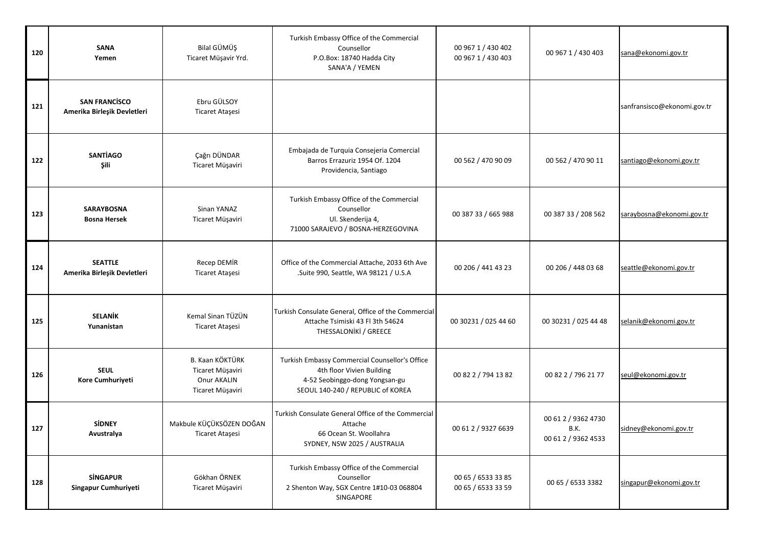| | | | | | | |
|---|---|---|---|---|---|---|
| 120 | **SANA**<br>**Yemen** | Bilal GÜMÜŞ<br>Ticaret Müşavir Yrd. | Turkish Embassy Office of the Commercial Counsellor<br>P.O.Box: 18740 Hadda City<br>SANA'A / YEMEN | 00 967 1 / 430 402<br>00 967 1 / 430 403 | 00 967 1 / 430 403 | sana@ekonomi.gov.tr |
| 121 | **SAN FRANCİSCO**<br>**Amerika Birleşik Devletleri** | Ebru GÜLSOY<br>Ticaret Ataşesi | | | | sanfransisco@ekonomi.gov.tr |
| 122 | **SANTİAGO**<br>**Şili** | Çağrı DÜNDAR<br>Ticaret Müşaviri | Embajada de Turquia Consejeria Comercial<br>Barros Errazuriz 1954 Of. 1204<br>Providencia, Santiago | 00 562 / 470 90 09 | 00 562 / 470 90 11 | santiago@ekonomi.gov.tr |
| 123 | **SARAYBOSNA**<br>**Bosna Hersek** | Sinan YANAZ<br>Ticaret Müşaviri | Turkish Embassy Office of the Commercial Counsellor<br>Ul. Skenderija 4,<br>71000 SARAJEVO / BOSNA-HERZEGOVINA | 00 387 33 / 665 988 | 00 387 33 / 208 562 | saraybosna@ekonomi.gov.tr |
| 124 | **SEATTLE**<br>**Amerika Birleşik Devletleri** | Recep DEMİR<br>Ticaret Ataşesi | Office of the Commercial Attache, 2033 6th Ave .Suite 990, Seattle, WA 98121 / U.S.A | 00 206 / 441 43 23 | 00 206 / 448 03 68 | seattle@ekonomi.gov.tr |
| 125 | **SELANİK**<br>**Yunanistan** | Kemal Sinan TÜZÜN<br>Ticaret Ataşesi | Turkish Consulate General, Office of the Commercial Attache Tsimiski 43 Fl 3th 54624<br>THESSALONİKİ / GREECE | 00 30231 / 025 44 60 | 00 30231 / 025 44 48 | selanik@ekonomi.gov.tr |
| 126 | **SEUL**<br>**Kore Cumhuriyeti** | B. Kaan KÖKTÜRK<br>Ticaret Müşaviri<br>Onur AKALIN<br>Ticaret Müşaviri | Turkish Embassy Commercial Counsellor's Office<br>4th floor Vivien Building<br>4-52 Seobinggo-dong Yongsan-gu<br>SEOUL 140-240 / REPUBLIC of KOREA | 00 82 2 / 794 13 82 | 00 82 2 / 796 21 77 | seul@ekonomi.gov.tr |
| 127 | **SİDNEY**<br>**Avustralya** | Makbule KÜÇÜKSÖZEN DOĞAN<br>Ticaret Ataşesi | Turkish Consulate General Office of the Commercial Attache<br>66 Ocean St. Woollahra<br>SYDNEY, NSW 2025 / AUSTRALIA | 00 61 2 / 9327 6639 | 00 61 2 / 9362 4730<br>B.K.<br>00 61 2 / 9362 4533 | sidney@ekonomi.gov.tr |
| 128 | **SİNGAPUR**<br>**Singapur Cumhuriyeti** | Gökhan ÖRNEK<br>Ticaret Müşaviri | Turkish Embassy Office of the Commercial Counsellor<br>2 Shenton Way, SGX Centre 1#10-03 068804<br>SINGAPORE | 00 65 / 6533 33 85<br>00 65 / 6533 33 59 | 00 65 / 6533 3382 | singapur@ekonomi.gov.tr |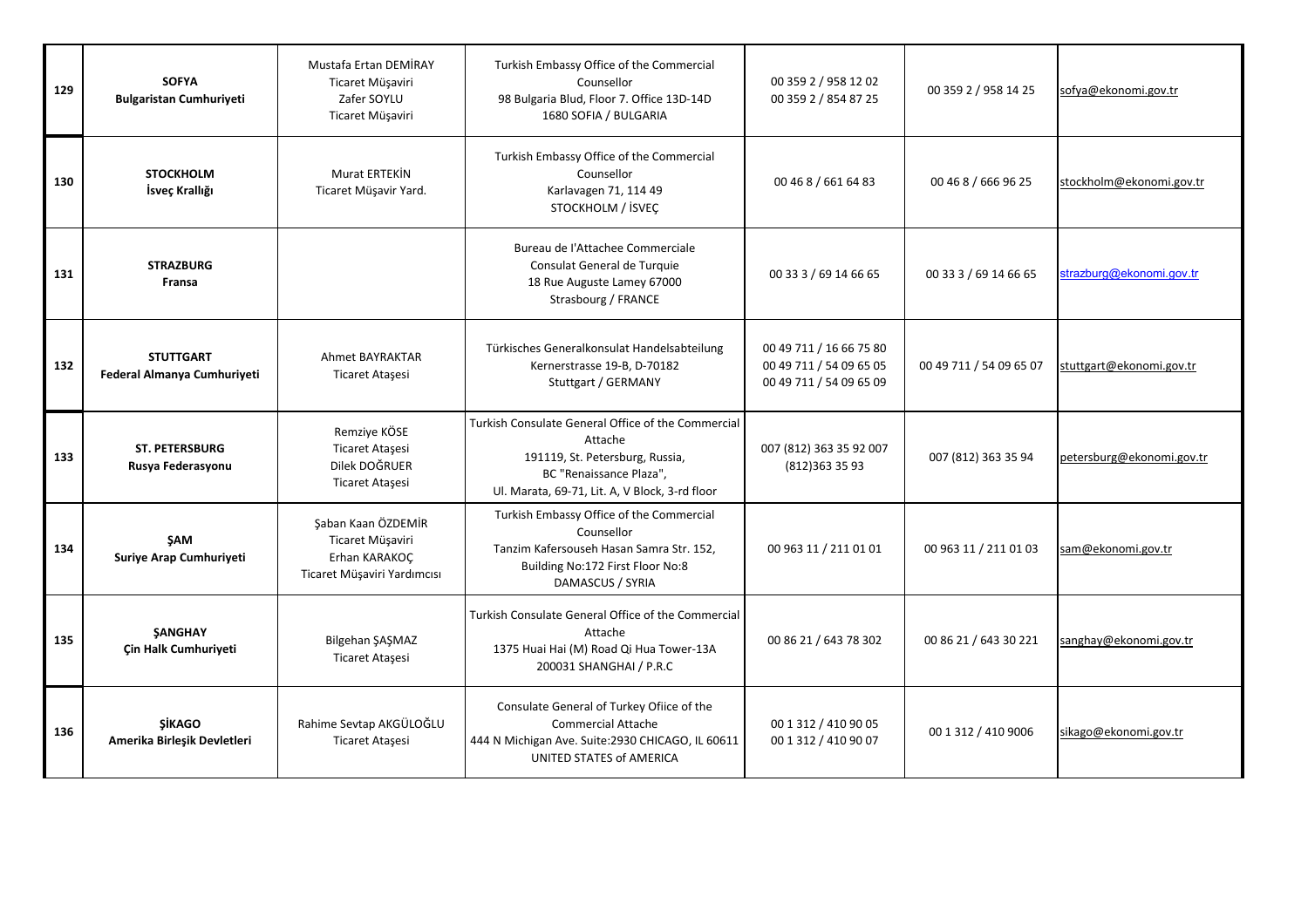| 129 | **SOFYA**<br>**Bulgaristan Cumhuriyeti** | Mustafa Ertan DEMİRAY<br>Ticaret Müşaviri<br>Zafer SOYLU<br>Ticaret Müşaviri | Turkish Embassy Office of the Commercial Counsellor<br>98 Bulgaria Blud, Floor 7. Office 13D-14D<br>1680 SOFIA / BULGARIA | 00 359 2 / 958 12 02<br>00 359 2 / 854 87 25 | 00 359 2 / 958 14 25 | sofya@ekonomi.gov.tr |
|---|---|---|---|---|---|---|
| 130 | **STOCKHOLM**<br>**İsveç Krallığı** | Murat ERTEKİN<br>Ticaret Müşavir Yard. | Turkish Embassy Office of the Commercial Counsellor<br>Karlavagen 71, 114 49<br>STOCKHOLM / İSVEÇ | 00 46 8 / 661 64 83 | 00 46 8 / 666 96 25 | stockholm@ekonomi.gov.tr |
| 131 | **STRAZBURG**<br>**Fransa** | | Bureau de l'Attachee Commerciale<br>Consulat General de Turquie<br>18 Rue Auguste Lamey 67000<br>Strasbourg / FRANCE | 00 33 3 / 69 14 66 65 | 00 33 3 / 69 14 66 65 | strazburg@ekonomi.gov.tr |
| 132 | **STUTTGART**<br>**Federal Almanya Cumhuriyeti** | Ahmet BAYRAKTAR<br>Ticaret Ataşesi | Türkisches Generalkonsulat Handelsabteilung<br>Kernerstrasse 19-B, D-70182<br>Stuttgart / GERMANY | 00 49 711 / 16 66 75 80<br>00 49 711 / 54 09 65 05<br>00 49 711 / 54 09 65 09 | 00 49 711 / 54 09 65 07 | stuttgart@ekonomi.gov.tr |
| 133 | **ST. PETERSBURG**<br>**Rusya Federasyonu** | Remziye KÖSE<br>Ticaret Ataşesi<br>Dilek DOĞRUER<br>Ticaret Ataşesi | Turkish Consulate General Office of the Commercial Attache<br>191119, St. Petersburg, Russia,<br>BC "Renaissance Plaza",<br>Ul. Marata, 69-71, Lit. A, V Block, 3-rd floor | 007 (812) 363 35 92 007<br>(812)363 35 93 | 007 (812) 363 35 94 | petersburg@ekonomi.gov.tr |
| 134 | **ŞAM**<br>**Suriye Arap Cumhuriyeti** | Şaban Kaan ÖZDEMİR<br>Ticaret Müşaviri<br>Erhan KARAKOÇ<br>Ticaret Müşaviri Yardımcısı | Turkish Embassy Office of the Commercial Counsellor<br>Tanzim Kafersouseh Hasan Samra Str. 152,<br>Building No:172 First Floor No:8<br>DAMASCUS / SYRIA | 00 963 11 / 211 01 01 | 00 963 11 / 211 01 03 | sam@ekonomi.gov.tr |
| 135 | **ŞANGHAY**<br>**Çin Halk Cumhuriyeti** | Bilgehan ŞAŞMAZ<br>Ticaret Ataşesi | Turkish Consulate General Office of the Commercial Attache<br>1375 Huai Hai (M) Road Qi Hua Tower-13A<br>200031 SHANGHAI / P.R.C | 00 86 21 / 643 78 302 | 00 86 21 / 643 30 221 | sanghay@ekonomi.gov.tr |
| 136 | **ŞİKAGO**<br>**Amerika Birleşik Devletleri** | Rahime Sevtap AKGÜLOĞLU<br>Ticaret Ataşesi | Consulate General of Turkey Ofiice of the Commercial Attache<br>444 N Michigan Ave. Suite:2930 CHICAGO, IL 60611<br>UNITED STATES of AMERICA | 00 1 312 / 410 90 05<br>00 1 312 / 410 90 07 | 00 1 312 / 410 9006 | sikago@ekonomi.gov.tr |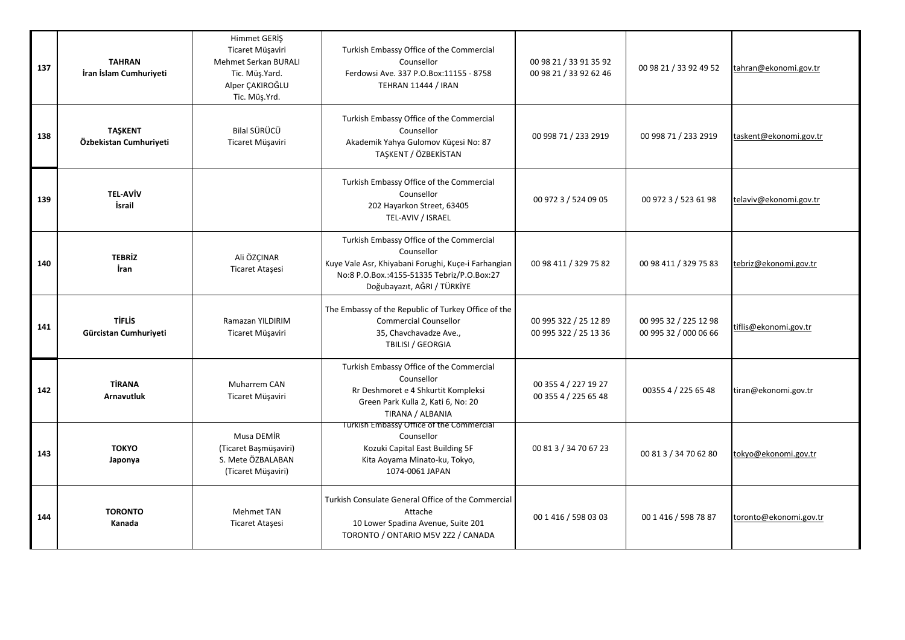| 137 | **TAHRAN** **İran İslam Cumhuriyeti** | Himmet GERİŞ Ticaret Müşaviri Mehmet Serkan BURALI Tic. Müş.Yard. Alper ÇAKIROĞLU Tic. Müş.Yrd. | Turkish Embassy Office of the Commercial Counsellor Ferdowsi Ave. 337 P.O.Box:11155 - 8758 TEHRAN 11444 / IRAN | 00 98 21 / 33 91 35 92 00 98 21 / 33 92 62 46 | 00 98 21 / 33 92 49 52 | tahran@ekonomi.gov.tr |
|---|---|---|---|---|---|---|
| 138 | **TAŞKENT** **Özbekistan Cumhuriyeti** | Bilal SÜRÜCÜ Ticaret Müşaviri | Turkish Embassy Office of the Commercial Counsellor Akademik Yahya Gulomov Küçesi No: 87 TAŞKENT / ÖZBEKİSTAN | 00 998 71 / 233 2919 | 00 998 71 / 233 2919 | taskent@ekonomi.gov.tr |
| 139 | **TEL-AVİV** **İsrail** | | Turkish Embassy Office of the Commercial Counsellor 202 Hayarkon Street, 63405 TEL-AVIV / ISRAEL | 00 972 3 / 524 09 05 | 00 972 3 / 523 61 98 | telaviv@ekonomi.gov.tr |
| 140 | **TEBRİZ** **İran** | Ali ÖZÇINAR Ticaret Ataşesi | Turkish Embassy Office of the Commercial Counsellor Kuye Vale Asr, Khiyabani Forughi, Kuçe-i Farhangian No:8 P.O.Box.:4155-51335 Tebriz/P.O.Box:27 Doğubayazıt, AĞRI / TÜRKİYE | 00 98 411 / 329 75 82 | 00 98 411 / 329 75 83 | tebriz@ekonomi.gov.tr |
| 141 | **TİFLİS** **Gürcistan Cumhuriyeti** | Ramazan YILDIRIM Ticaret Müşaviri | The Embassy of the Republic of Turkey Office of the Commercial Counsellor 35, Chavchavadze Ave., TBILISI / GEORGIA | 00 995 322 / 25 12 89 00 995 322 / 25 13 36 | 00 995 32 / 225 12 98 00 995 32 / 000 06 66 | tiflis@ekonomi.gov.tr |
| 142 | **TİRANA** **Arnavutluk** | Muharrem CAN Ticaret Müşaviri | Turkish Embassy Office of the Commercial Counsellor Rr Deshmoret e 4 Shkurtit Kompleksi Green Park Kulla 2, Kati 6, No: 20 TIRANA / ALBANIA | 00 355 4 / 227 19 27 00 355 4 / 225 65 48 | 00355 4 / 225 65 48 | tiran@ekonomi.gov.tr |
| 143 | **TOKYO** **Japonya** | Musa DEMİR (Ticaret Başmüşaviri) S. Mete ÖZBALABAN (Ticaret Müşaviri) | Turkish Embassy Office of the Commercial Counsellor Kozuki Capital East Building 5F Kita Aoyama Minato-ku, Tokyo, 1074-0061 JAPAN | 00 81 3 / 34 70 67 23 | 00 81 3 / 34 70 62 80 | tokyo@ekonomi.gov.tr |
| 144 | **TORONTO** **Kanada** | Mehmet TAN Ticaret Ataşesi | Turkish Consulate General Office of the Commercial Attache 10 Lower Spadina Avenue, Suite 201 TORONTO / ONTARIO M5V 2Z2 / CANADA | 00 1 416 / 598 03 03 | 00 1 416 / 598 78 87 | toronto@ekonomi.gov.tr |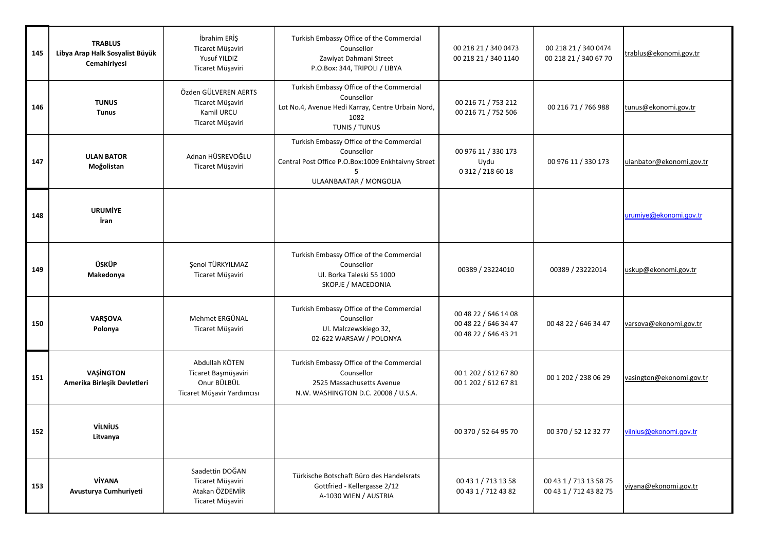| 145 | **TRABLUS** **Libya Arap Halk Sosyalist Büyük Cemahiriyesi** | İbrahim ERİŞ Ticaret Müşaviri Yusuf YILDIZ Ticaret Müşaviri | Turkish Embassy Office of the Commercial Counsellor Zawiyat Dahmani Street P.O.Box: 344, TRIPOLI / LIBYA | 00 218 21 / 340 0473 00 218 21 / 340 1140 | 00 218 21 / 340 0474 00 218 21 / 340 67 70 | trablus@ekonomi.gov.tr |
|---|---|---|---|---|---|---|
| 146 | **TUNUS** **Tunus** | Özden GÜLVEREN AERTS Ticaret Müşaviri Kamil URCU Ticaret Müşaviri | Turkish Embassy Office of the Commercial Counsellor Lot No.4, Avenue Hedi Karray, Centre Urbain Nord, 1082 TUNIS / TUNUS | 00 216 71 / 753 212 00 216 71 / 752 506 | 00 216 71 / 766 988 | tunus@ekonomi.gov.tr |
| 147 | **ULAN BATOR** **Moğolistan** | Adnan HÜSREVOĞLU Ticaret Müşaviri | Turkish Embassy Office of the Commercial Counsellor Central Post Office P.O.Box:1009 Enkhtaivny Street 5 ULAANBAATAR / MONGOLIA | 00 976 11 / 330 173 Uydu 0 312 / 218 60 18 | 00 976 11 / 330 173 | ulanbator@ekonomi.gov.tr |
| 148 | **URUMİYE** **İran** | | | | | urumiye@ekonomi.gov.tr |
| 149 | **ÜSKÜP** **Makedonya** | Şenol TÜRKYILMAZ Ticaret Müşaviri | Turkish Embassy Office of the Commercial Counsellor Ul. Borka Taleski 55 1000 SKOPJE / MACEDONIA | 00389 / 23224010 | 00389 / 23222014 | uskup@ekonomi.gov.tr |
| 150 | **VARŞOVA** **Polonya** | Mehmet ERGÜNAL Ticaret Müşaviri | Turkish Embassy Office of the Commercial Counsellor Ul. Malczewskiego 32, 02-622 WARSAW / POLONYA | 00 48 22 / 646 14 08 00 48 22 / 646 34 47 00 48 22 / 646 43 21 | 00 48 22 / 646 34 47 | varsova@ekonomi.gov.tr |
| 151 | **VAŞİNGTON** **Amerika Birleşik Devletleri** | Abdullah KÖTEN Ticaret Başmüşaviri Onur BÜLBÜL Ticaret Müşavir Yardımcısı | Turkish Embassy Office of the Commercial Counsellor 2525 Massachusetts Avenue N.W. WASHINGTON D.C. 20008 / U.S.A. | 00 1 202 / 612 67 80 00 1 202 / 612 67 81 | 00 1 202 / 238 06 29 | vasington@ekonomi.gov.tr |
| 152 | **VİLNİUS** **Litvanya** | | | 00 370 / 52 64 95 70 | 00 370 / 52 12 32 77 | vilnius@ekonomi.gov.tr |
| 153 | **VİYANA** **Avusturya Cumhuriyeti** | Saadettin DOĞAN Ticaret Müşaviri Atakan ÖZDEMİR Ticaret Müşaviri | Türkische Botschaft Büro des Handelsrats Gottfried - Kellergasse 2/12 A-1030 WIEN / AUSTRIA | 00 43 1 / 713 13 58 00 43 1 / 712 43 82 | 00 43 1 / 713 13 58 75 00 43 1 / 712 43 82 75 | viyana@ekonomi.gov.tr |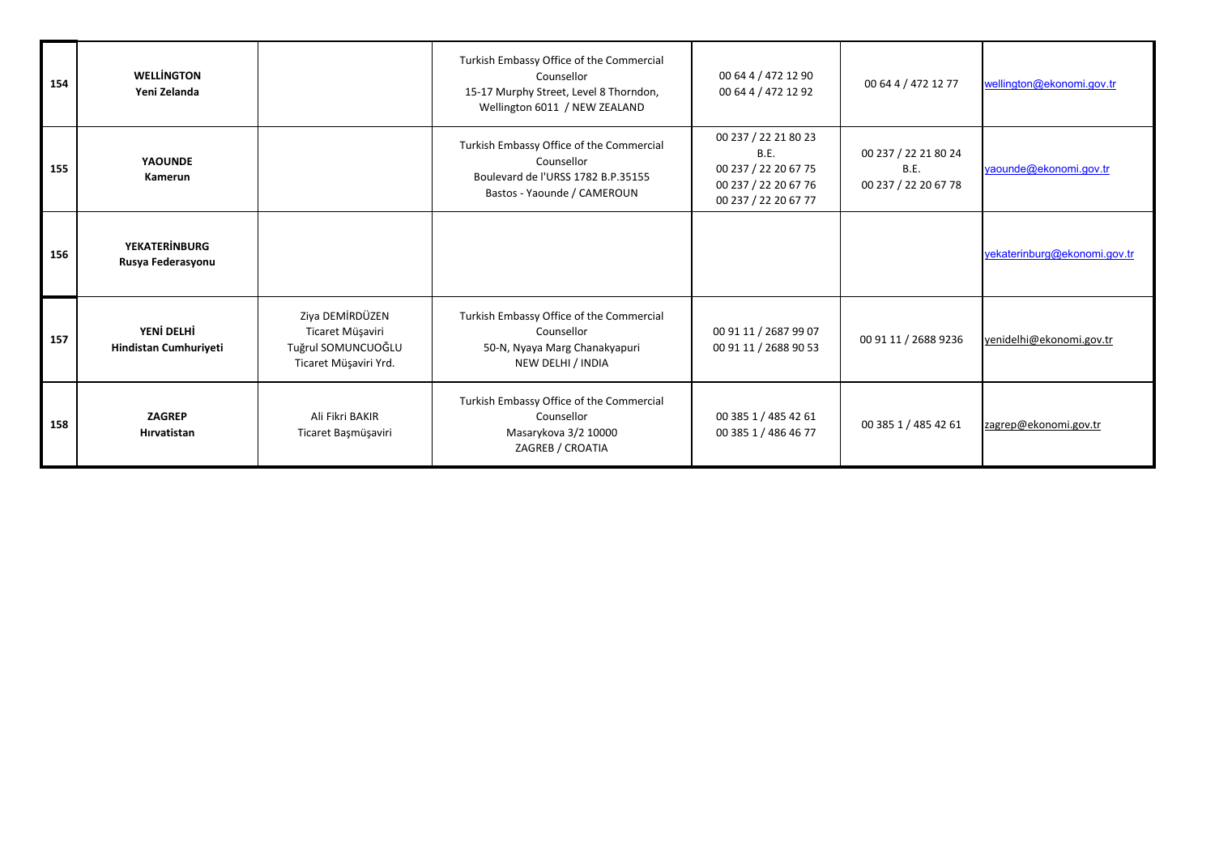| | | | | | | |
|---|---|---|---|---|---|---|
| 154 | **WELLİNGTON**<br>**Yeni Zelanda** | | Turkish Embassy Office of the Commercial Counsellor<br>15-17 Murphy Street, Level 8 Thorndon, Wellington 6011 / NEW ZEALAND | 00 64 4 / 472 12 90<br>00 64 4 / 472 12 92 | 00 64 4 / 472 12 77 | wellington@ekonomi.gov.tr |
| 155 | **YAOUNDE**<br>**Kamerun** | | Turkish Embassy Office of the Commercial Counsellor<br>Boulevard de l'URSS 1782 B.P.35155<br>Bastos - Yaounde / CAMEROUN | 00 237 / 22 21 80 23<br>B.E.<br>00 237 / 22 20 67 75<br>00 237 / 22 20 67 76<br>00 237 / 22 20 67 77 | 00 237 / 22 21 80 24<br>B.E.<br>00 237 / 22 20 67 78 | yaounde@ekonomi.gov.tr |
| 156 | **YEKATERİNBURG**<br>**Rusya Federasyonu** | | | | | yekaterinburg@ekonomi.gov.tr |
| 157 | **YENİ DELHİ**<br>**Hindistan Cumhuriyeti** | Ziya DEMİRDÜZEN<br>Ticaret Müşaviri<br>Tuğrul SOMUNCUOĞLU<br>Ticaret Müşaviri Yrd. | Turkish Embassy Office of the Commercial Counsellor<br>50-N, Nyaya Marg Chanakyapuri<br>NEW DELHI / INDIA | 00 91 11 / 2687 99 07<br>00 91 11 / 2688 90 53 | 00 91 11 / 2688 9236 | yenidelhi@ekonomi.gov.tr |
| 158 | **ZAGREP**<br>**Hırvatistan** | Ali Fikri BAKIR<br>Ticaret Başmüşaviri | Turkish Embassy Office of the Commercial Counsellor<br>Masarykova 3/2 10000<br>ZAGREB / CROATIA | 00 385 1 / 485 42 61<br>00 385 1 / 486 46 77 | 00 385 1 / 485 42 61 | zagrep@ekonomi.gov.tr |